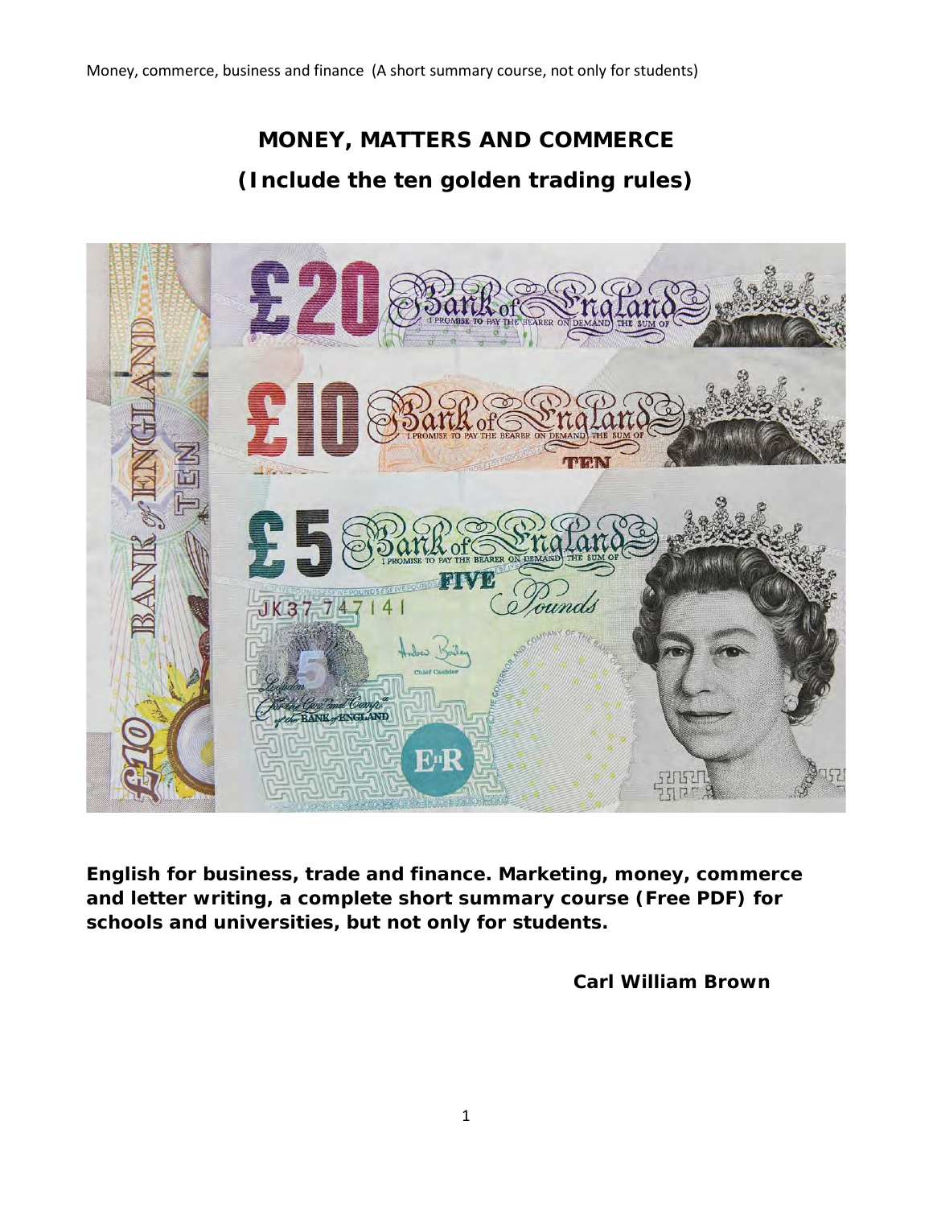# MONEY, MATTERS AND COMMERCE

## (Include the ten golden trading rules)

**English for business, trade and finance. Marketing, money, commerce and letter writing, a complete short summary course (Free PDF) for schools and universities, but not only for students.**

**Carl William Brown**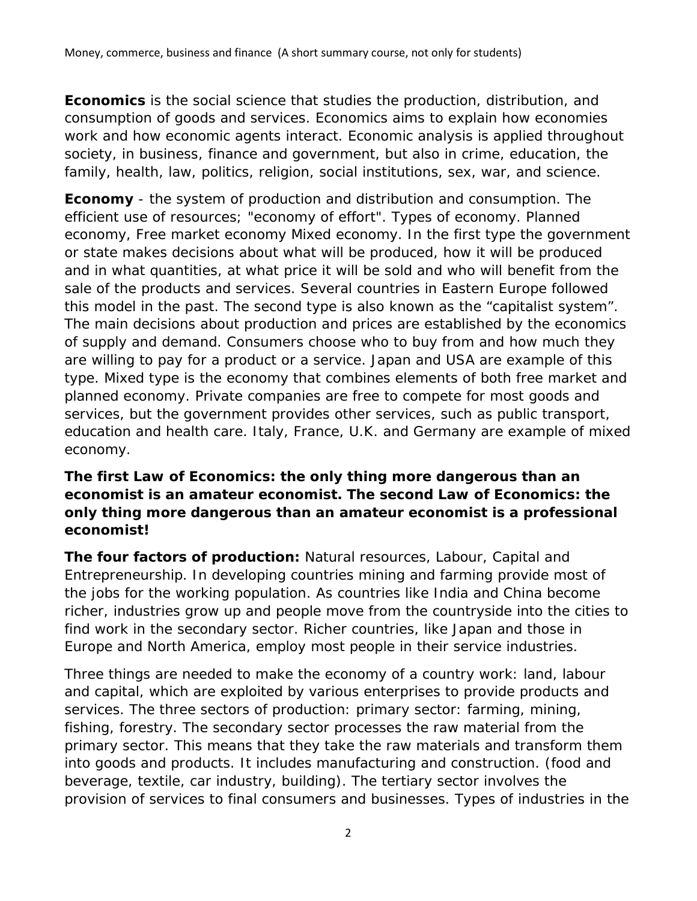**Economics** is the social science that studies the production, distribution, and consumption of goods and services. Economics aims to explain how economies work and how economic agents interact. Economic analysis is applied throughout society, in business, finance and government, but also in crime, education, the family, health, law, politics, religion, social institutions, sex, war, and science.

**Economy** - the system of production and distribution and consumption. The efficient use of resources; "economy of effort". Types of economy. Planned economy, Free market economy Mixed economy. In the first type the government or state makes decisions about what will be produced, how it will be produced and in what quantities, at what price it will be sold and who will benefit from the sale of the products and services. Several countries in Eastern Europe followed this model in the past. The second type is also known as the "capitalist system". The main decisions about production and prices are established by the economics of supply and demand. Consumers choose who to buy from and how much they are willing to pay for a product or a service. Japan and USA are example of this type. Mixed type is the economy that combines elements of both free market and planned economy. Private companies are free to compete for most goods and services, but the government provides other services, such as public transport, education and health care. Italy, France, U.K. and Germany are example of mixed economy.

**The first Law of Economics: the only thing more dangerous than an economist is an amateur economist. The second Law of Economics: the only thing more dangerous than an amateur economist is a professional economist!**

**The four factors of production:** Natural resources, Labour, Capital and Entrepreneurship. In developing countries mining and farming provide most of the jobs for the working population. As countries like India and China become richer, industries grow up and people move from the countryside into the cities to find work in the secondary sector. Richer countries, like Japan and those in Europe and North America, employ most people in their service industries.

Three things are needed to make the economy of a country work: land, labour and capital, which are exploited by various enterprises to provide products and services. The three sectors of production: primary sector: farming, mining, fishing, forestry. The secondary sector processes the raw material from the primary sector. This means that they take the raw materials and transform them into goods and products. It includes manufacturing and construction. (food and beverage, textile, car industry, building). The tertiary sector involves the provision of services to final consumers and businesses. Types of industries in the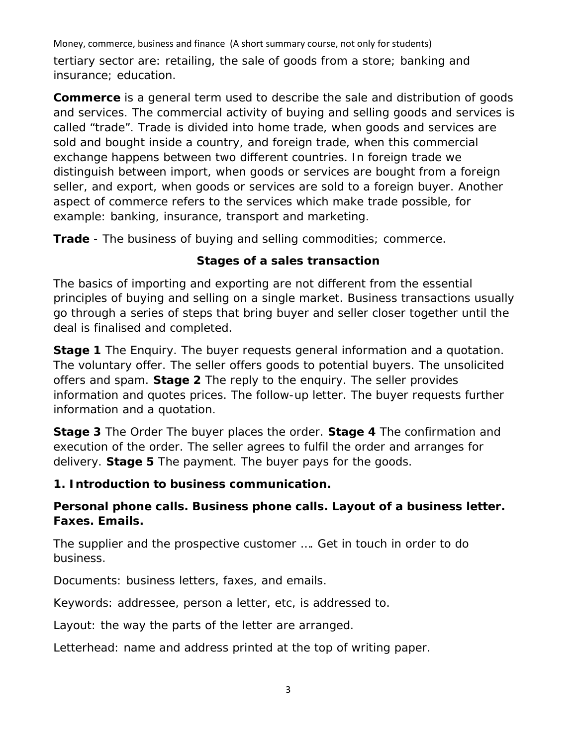tertiary sector are: retailing, the sale of goods from a store; banking and insurance; education.

**Commerce** is a general term used to describe the sale and distribution of goods and services. The commercial activity of buying and selling goods and services is called "trade". Trade is divided into home trade, when goods and services are sold and bought inside a country, and foreign trade, when this commercial exchange happens between two different countries. In foreign trade we distinguish between import, when goods or services are bought from a foreign seller, and export, when goods or services are sold to a foreign buyer. Another aspect of commerce refers to the services which make trade possible, for example: banking, insurance, transport and marketing.

**Trade** - The business of buying and selling commodities; commerce.

### Stages of a sales transaction

The basics of importing and exporting are not different from the essential principles of buying and selling on a single market. Business transactions usually go through a series of steps that bring buyer and seller closer together until the deal is finalised and completed.

**Stage 1** The Enquiry. The buyer requests general information and a quotation. The voluntary offer. The seller offers goods to potential buyers. The unsolicited offers and spam. **Stage 2** The reply to the enquiry. The seller provides information and quotes prices. The follow-up letter. The buyer requests further information and a quotation.

**Stage 3** The Order The buyer places the order. **Stage 4** The confirmation and execution of the order. The seller agrees to fulfil the order and arranges for delivery. **Stage 5** The payment. The buyer pays for the goods.

### 1. Introduction to business communication.

**Personal phone calls. Business phone calls. Layout of a business letter. Faxes. Emails.**

The supplier and the prospective customer …. Get in touch in order to do business.

Documents: business letters, faxes, and emails.

Keywords: addressee, person a letter, etc, is addressed to.

Layout: the way the parts of the letter are arranged.

Letterhead: name and address printed at the top of writing paper.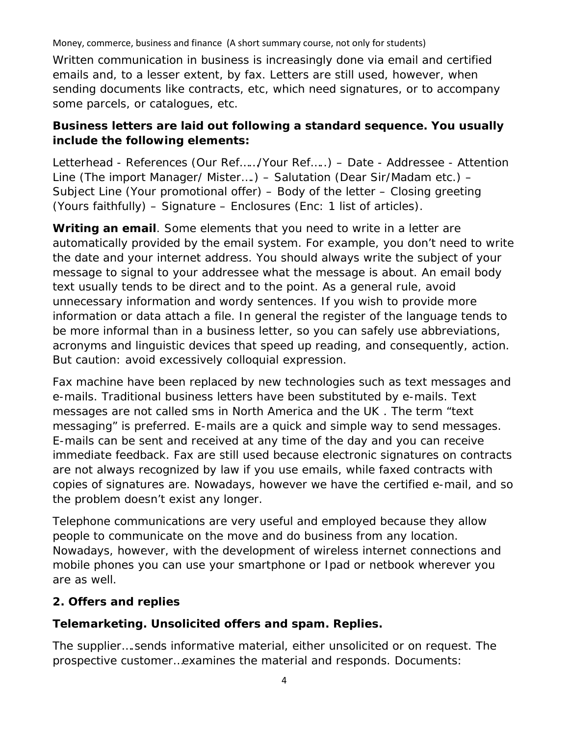Written communication in business is increasingly done via email and certified emails and, to a lesser extent, by fax. Letters are still used, however, when sending documents like contracts, etc, which need signatures, or to accompany some parcels, or catalogues, etc.

**Business letters are laid out following a standard sequence. You usually include the following elements:**

Letterhead - References (Our Ref……/Your Ref…..) – Date - Addressee - Attention Line (The import Manager/ Mister….) – Salutation (Dear Sir/Madam etc.) – Subject Line (Your promotional offer) – Body of the letter – Closing greeting (Yours faithfully) – Signature – Enclosures (Enc: 1 list of articles).

**Writing an email**. Some elements that you need to write in a letter are automatically provided by the email system. For example, you don't need to write the date and your internet address. You should always write the subject of your message to signal to your addressee what the message is about. An email body text usually tends to be direct and to the point. As a general rule, avoid unnecessary information and wordy sentences. If you wish to provide more information or data attach a file. In general the register of the language tends to be more informal than in a business letter, so you can safely use abbreviations, acronyms and linguistic devices that speed up reading, and consequently, action. But caution: avoid excessively colloquial expression.

Fax machine have been replaced by new technologies such as text messages and e-mails. Traditional business letters have been substituted by e-mails. Text messages are not called sms in North America and the UK . The term "text messaging" is preferred. E-mails are a quick and simple way to send messages. E-mails can be sent and received at any time of the day and you can receive immediate feedback. Fax are still used because electronic signatures on contracts are not always recognized by law if you use emails, while faxed contracts with copies of signatures are. Nowadays, however we have the certified e-mail, and so the problem doesn't exist any longer.

Telephone communications are very useful and employed because they allow people to communicate on the move and do business from any location. Nowadays, however, with the development of wireless internet connections and mobile phones you can use your smartphone or Ipad or netbook wherever you are as well.

## 2. Offers and replies

### Telemarketing. Unsolicited offers and spam. Replies.

The supplier….sends informative material, either unsolicited or on request. The prospective customer…examines the material and responds. Documents: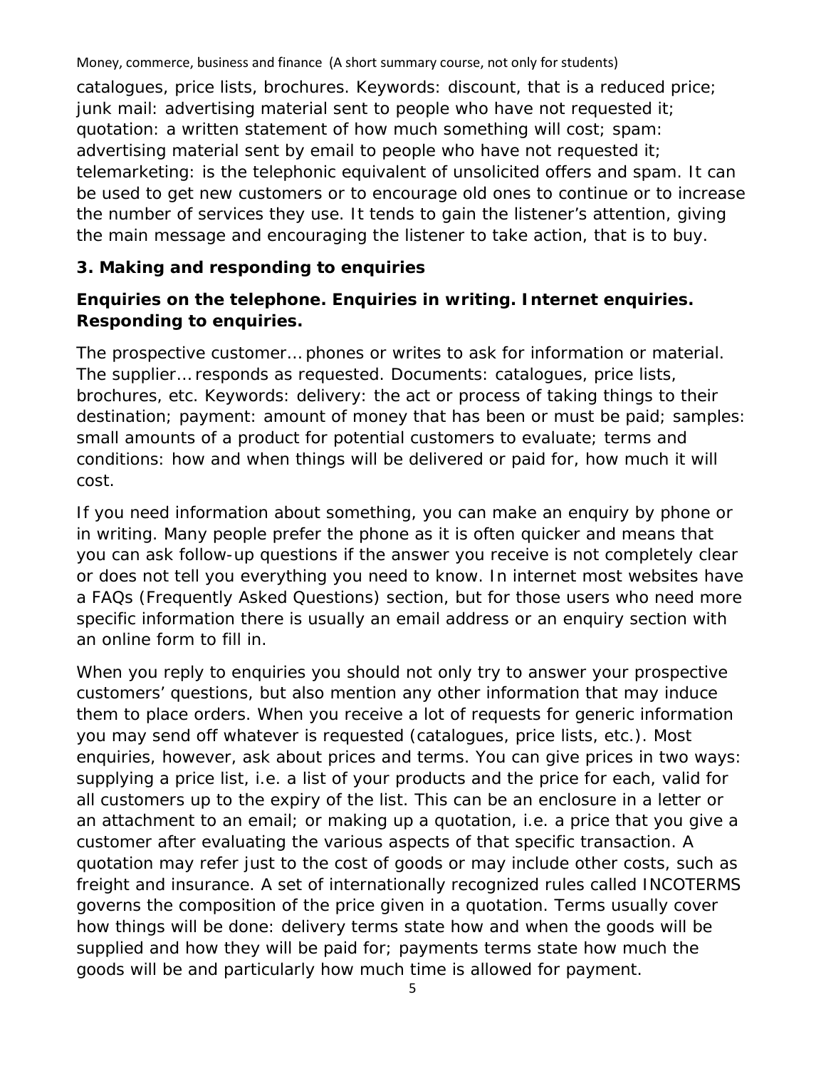catalogues, price lists, brochures. Keywords: discount, that is a reduced price; junk mail: advertising material sent to people who have not requested it; quotation: a written statement of how much something will cost; spam: advertising material sent by email to people who have not requested it; telemarketing: is the telephonic equivalent of unsolicited offers and spam. It can be used to get new customers or to encourage old ones to continue or to increase the number of services they use. It tends to gain the listener's attention, giving the main message and encouraging the listener to take action, that is to buy.

## 3. Making and responding to enquiries

**Enquiries on the telephone. Enquiries in writing. Internet enquiries. Responding to enquiries.**

The prospective customer… phones or writes to ask for information or material. The supplier… responds as requested. Documents: catalogues, price lists, brochures, etc. Keywords: delivery: the act or process of taking things to their destination; payment: amount of money that has been or must be paid; samples: small amounts of a product for potential customers to evaluate; terms and conditions: how and when things will be delivered or paid for, how much it will cost.

If you need information about something, you can make an enquiry by phone or in writing. Many people prefer the phone as it is often quicker and means that you can ask follow-up questions if the answer you receive is not completely clear or does not tell you everything you need to know. In internet most websites have a FAQs (Frequently Asked Questions) section, but for those users who need more specific information there is usually an email address or an enquiry section with an online form to fill in.

When you reply to enquiries you should not only try to answer your prospective customers' questions, but also mention any other information that may induce them to place orders. When you receive a lot of requests for generic information you may send off whatever is requested (catalogues, price lists, etc.). Most enquiries, however, ask about prices and terms. You can give prices in two ways: supplying a price list, i.e. a list of your products and the price for each, valid for all customers up to the expiry of the list. This can be an enclosure in a letter or an attachment to an email; or making up a quotation, i.e. a price that you give a customer after evaluating the various aspects of that specific transaction. A quotation may refer just to the cost of goods or may include other costs, such as freight and insurance. A set of internationally recognized rules called INCOTERMS governs the composition of the price given in a quotation. Terms usually cover how things will be done: delivery terms state how and when the goods will be supplied and how they will be paid for; payments terms state how much the goods will be and particularly how much time is allowed for payment.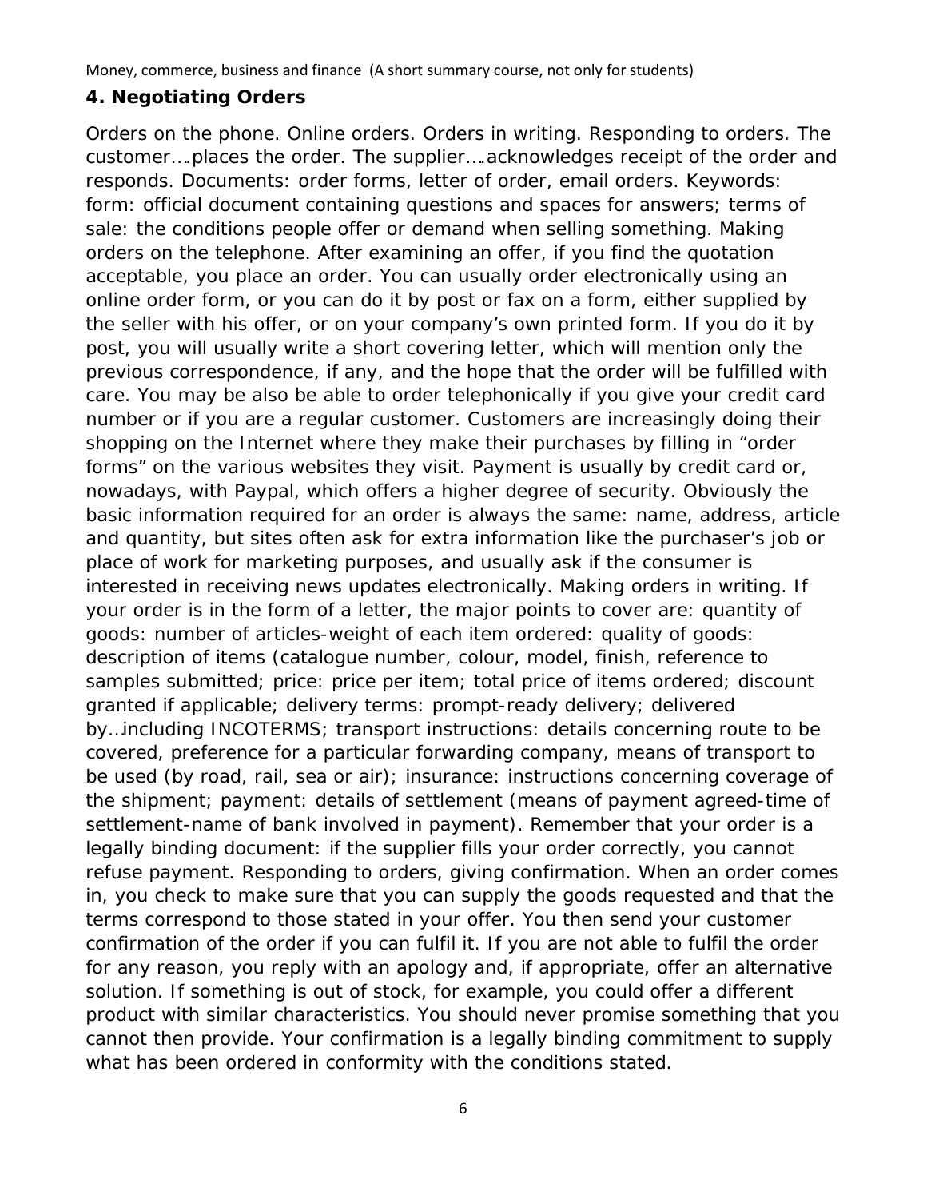## 4. Negotiating Orders

Orders on the phone. Online orders. Orders in writing. Responding to orders. The customer….places the order. The supplier….acknowledges receipt of the order and responds. Documents: order forms, letter of order, email orders. Keywords: form: official document containing questions and spaces for answers; terms of sale: the conditions people offer or demand when selling something. Making orders on the telephone. After examining an offer, if you find the quotation acceptable, you place an order. You can usually order electronically using an online order form, or you can do it by post or fax on a form, either supplied by the seller with his offer, or on your company's own printed form. If you do it by post, you will usually write a short covering letter, which will mention only the previous correspondence, if any, and the hope that the order will be fulfilled with care. You may be also be able to order telephonically if you give your credit card number or if you are a regular customer. Customers are increasingly doing their shopping on the Internet where they make their purchases by filling in "order forms" on the various websites they visit. Payment is usually by credit card or, nowadays, with Paypal, which offers a higher degree of security. Obviously the basic information required for an order is always the same: name, address, article and quantity, but sites often ask for extra information like the purchaser's job or place of work for marketing purposes, and usually ask if the consumer is interested in receiving news updates electronically. Making orders in writing. If your order is in the form of a letter, the major points to cover are: quantity of goods: number of articles-weight of each item ordered: quality of goods: description of items (catalogue number, colour, model, finish, reference to samples submitted; price: price per item; total price of items ordered; discount granted if applicable; delivery terms: prompt-ready delivery; delivered by…including INCOTERMS; transport instructions: details concerning route to be covered, preference for a particular forwarding company, means of transport to be used (by road, rail, sea or air); insurance: instructions concerning coverage of the shipment; payment: details of settlement (means of payment agreed-time of settlement-name of bank involved in payment). Remember that your order is a legally binding document: if the supplier fills your order correctly, you cannot refuse payment. Responding to orders, giving confirmation. When an order comes in, you check to make sure that you can supply the goods requested and that the terms correspond to those stated in your offer. You then send your customer confirmation of the order if you can fulfil it. If you are not able to fulfil the order for any reason, you reply with an apology and, if appropriate, offer an alternative solution. If something is out of stock, for example, you could offer a different product with similar characteristics. You should never promise something that you cannot then provide. Your confirmation is a legally binding commitment to supply what has been ordered in conformity with the conditions stated.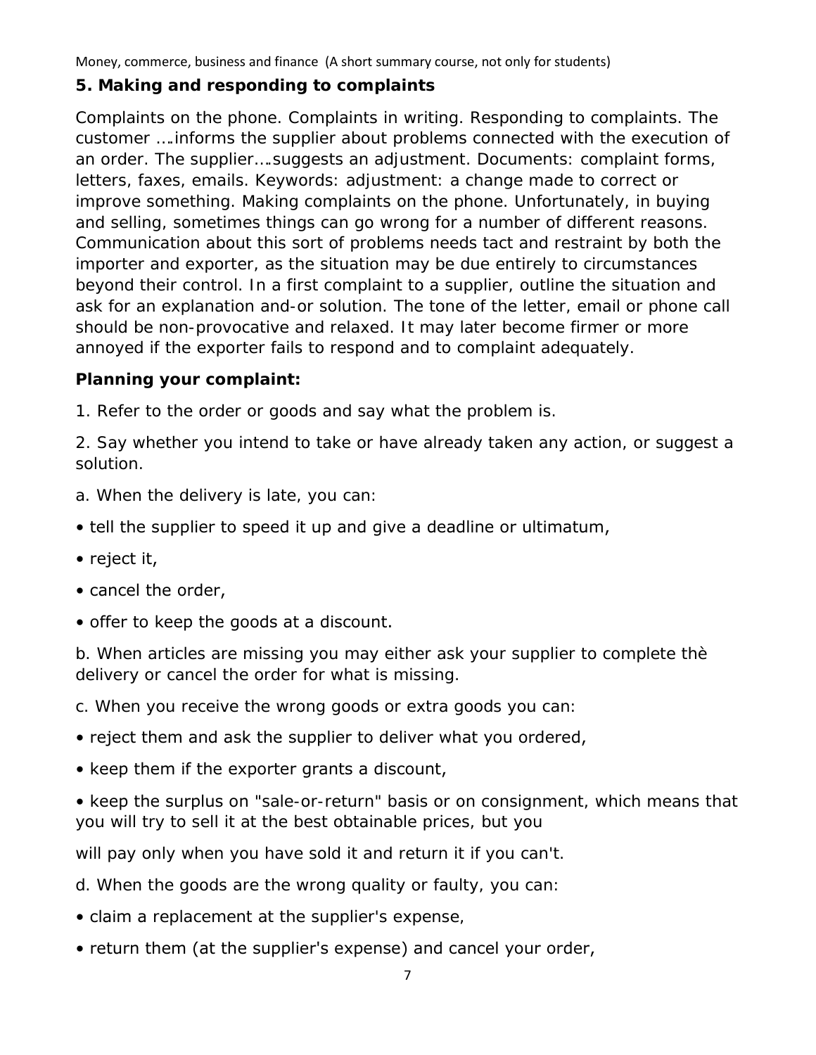## 5. Making and responding to complaints

Complaints on the phone. Complaints in writing. Responding to complaints. The customer ….informs the supplier about problems connected with the execution of an order. The supplier….suggests an adjustment. Documents: complaint forms, letters, faxes, emails. Keywords: adjustment: a change made to correct or improve something. Making complaints on the phone. Unfortunately, in buying and selling, sometimes things can go wrong for a number of different reasons. Communication about this sort of problems needs tact and restraint by both the importer and exporter, as the situation may be due entirely to circumstances beyond their control. In a first complaint to a supplier, outline the situation and ask for an explanation and-or solution. The tone of the letter, email or phone call should be non-provocative and relaxed. It may later become firmer or more annoyed if the exporter fails to respond and to complaint adequately.

**Planning your complaint:**

1. Refer to the order or goods and say what the problem is.

2. Say whether you intend to take or have already taken any action, or suggest a solution.

a. When the delivery is late, you can:

- tell the supplier to speed it up and give a deadline or ultimatum,
- reject it,
- cancel the order,
- offer to keep the goods at a discount.

b. When articles are missing you may either ask your supplier to complete thè delivery or cancel the order for what is missing.

c. When you receive the wrong goods or extra goods you can:

- reject them and ask the supplier to deliver what you ordered,
- keep them if the exporter grants a discount,
- keep the surplus on "sale-or-return" basis or on consignment, which means that you will try to sell it at the best obtainable prices, but you will pay only when you have sold it and return it if you can't.

d. When the goods are the wrong quality or faulty, you can:

- claim a replacement at the supplier's expense,
- return them (at the supplier's expense) and cancel your order,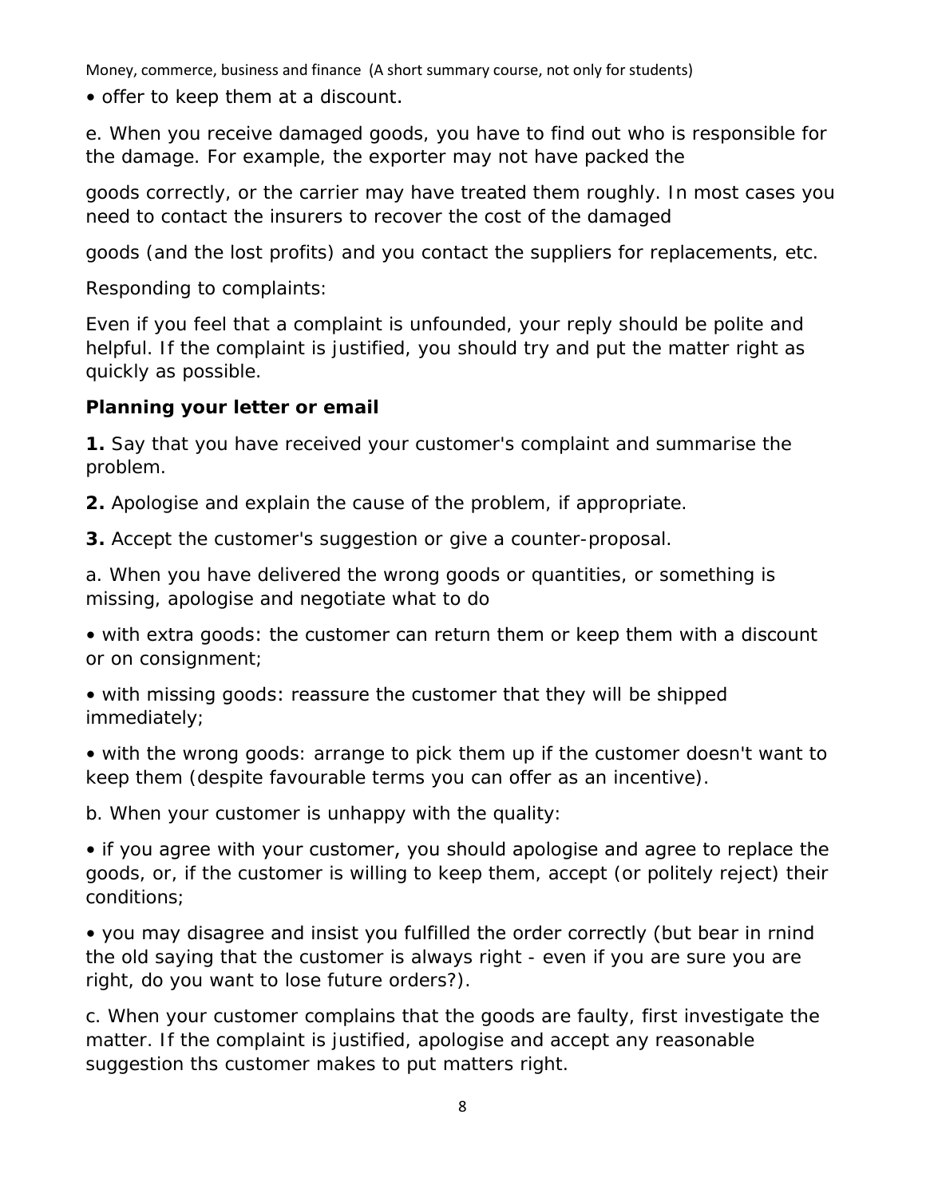• offer to keep them at a discount.

e. When you receive damaged goods, you have to find out who is responsible for the damage. For example, the exporter may not have packed the goods correctly, or the carrier may have treated them roughly. In most cases you need to contact the insurers to recover the cost of the damaged goods (and the lost profits) and you contact the suppliers for replacements, etc.

Responding to complaints:

Even if you feel that a complaint is unfounded, your reply should be polite and helpful. If the complaint is justified, you should try and put the matter right as quickly as possible.

**Planning your letter or email**

**1.** Say that you have received your customer's complaint and summarise the problem.

**2.** Apologise and explain the cause of the problem, if appropriate.

**3.** Accept the customer's suggestion or give a counter-proposal.

a. When you have delivered the wrong goods or quantities, or something is missing, apologise and negotiate what to do

• with extra goods: the customer can return them or keep them with a discount or on consignment;

• with missing goods: reassure the customer that they will be shipped immediately;

• with the wrong goods: arrange to pick them up if the customer doesn't want to keep them (despite favourable terms you can offer as an incentive).

b. When your customer is unhappy with the quality:

• if you agree with your customer, you should apologise and agree to replace the goods, or, if the customer is willing to keep them, accept (or politely reject) their conditions;

• you may disagree and insist you fulfilled the order correctly (but bear in rnind the old saying that the customer is always right - even if you are sure you are right, do you want to lose future orders?).

c. When your customer complains that the goods are faulty, first investigate the matter. If the complaint is justified, apologise and accept any reasonable suggestion ths customer makes to put matters right.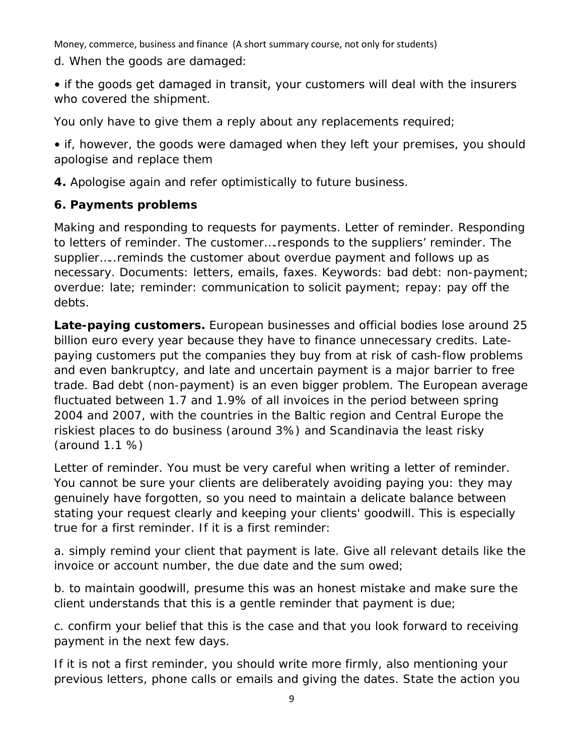d. When the goods are damaged:

• if the goods get damaged in transit, your customers will deal with the insurers who covered the shipment.

You only have to give them a reply about any replacements required;

• if, however, the goods were damaged when they left your premises, you should apologise and replace them

**4.** Apologise again and refer optimistically to future business.

### 6. Payments problems

Making and responding to requests for payments. Letter of reminder. Responding to letters of reminder. The customer….responds to the suppliers' reminder. The supplier…..reminds the customer about overdue payment and follows up as necessary. Documents: letters, emails, faxes. Keywords: bad debt: non-payment; overdue: late; reminder: communication to solicit payment; repay: pay off the debts.

**Late-paying customers.** European businesses and official bodies lose around 25 billion euro every year because they have to finance unnecessary credits. Late-paying customers put the companies they buy from at risk of cash-flow problems and even bankruptcy, and late and uncertain payment is a major barrier to free trade. Bad debt (non-payment) is an even bigger problem. The European average fluctuated between 1.7 and 1.9% of all invoices in the period between spring 2004 and 2007, with the countries in the Baltic region and Central Europe the riskiest places to do business (around 3%) and Scandinavia the least risky (around 1.1 %)

Letter of reminder. You must be very careful when writing a letter of reminder. You cannot be sure your clients are deliberately avoiding paying you: they may genuinely have forgotten, so you need to maintain a delicate balance between stating your request clearly and keeping your clients' goodwill. This is especially true for a first reminder. If it is a first reminder:

a. simply remind your client that payment is late. Give all relevant details like the invoice or account number, the due date and the sum owed;

b. to maintain goodwill, presume this was an honest mistake and make sure the client understands that this is a gentle reminder that payment is due;

c. confirm your belief that this is the case and that you look forward to receiving payment in the next few days.

If it is not a first reminder, you should write more firmly, also mentioning your previous letters, phone calls or emails and giving the dates. State the action you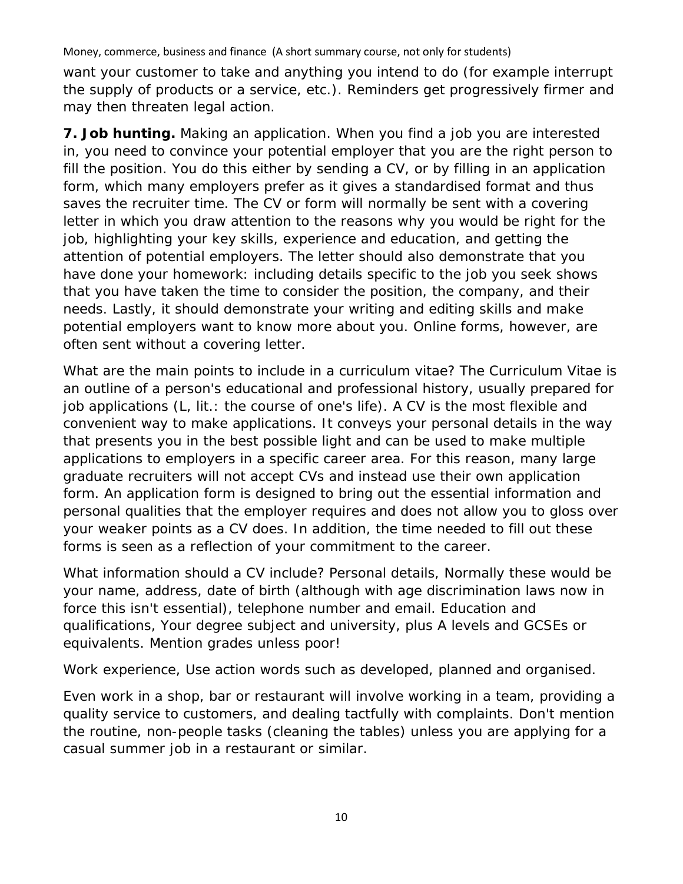want your customer to take and anything you intend to do (for example interrupt the supply of products or a service, etc.). Reminders get progressively firmer and may then threaten legal action.

**7. Job hunting.** Making an application. When you find a job you are interested in, you need to convince your potential employer that you are the right person to fill the position. You do this either by sending a CV, or by filling in an application form, which many employers prefer as it gives a standardised format and thus saves the recruiter time. The CV or form will normally be sent with a covering letter in which you draw attention to the reasons why you would be right for the job, highlighting your key skills, experience and education, and getting the attention of potential employers. The letter should also demonstrate that you have done your homework: including details specific to the job you seek shows that you have taken the time to consider the position, the company, and their needs. Lastly, it should demonstrate your writing and editing skills and make potential employers want to know more about you. Online forms, however, are often sent without a covering letter.

What are the main points to include in a curriculum vitae? The Curriculum Vitae is an outline of a person's educational and professional history, usually prepared for job applications (L, lit.: the course of one's life). A CV is the most flexible and convenient way to make applications. It conveys your personal details in the way that presents you in the best possible light and can be used to make multiple applications to employers in a specific career area. For this reason, many large graduate recruiters will not accept CVs and instead use their own application form. An application form is designed to bring out the essential information and personal qualities that the employer requires and does not allow you to gloss over your weaker points as a CV does. In addition, the time needed to fill out these forms is seen as a reflection of your commitment to the career.

What information should a CV include? Personal details, Normally these would be your name, address, date of birth (although with age discrimination laws now in force this isn't essential), telephone number and email. Education and qualifications, Your degree subject and university, plus A levels and GCSEs or equivalents. Mention grades unless poor!

Work experience, Use action words such as developed, planned and organised.

Even work in a shop, bar or restaurant will involve working in a team, providing a quality service to customers, and dealing tactfully with complaints. Don't mention the routine, non-people tasks (cleaning the tables) unless you are applying for a casual summer job in a restaurant or similar.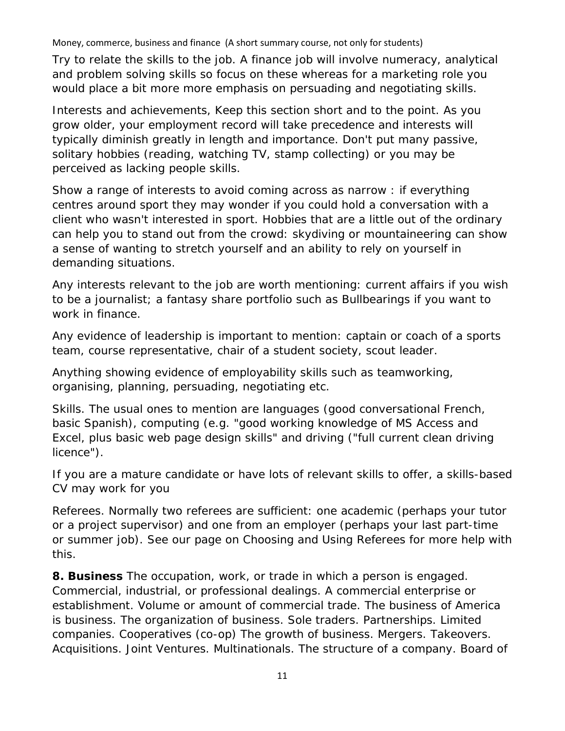Try to relate the skills to the job. A finance job will involve numeracy, analytical and problem solving skills so focus on these whereas for a marketing role you would place a bit more more emphasis on persuading and negotiating skills.

Interests and achievements, Keep this section short and to the point. As you grow older, your employment record will take precedence and interests will typically diminish greatly in length and importance. Don't put many passive, solitary hobbies (reading, watching TV, stamp collecting) or you may be perceived as lacking people skills.

Show a range of interests to avoid coming across as narrow : if everything centres around sport they may wonder if you could hold a conversation with a client who wasn't interested in sport. Hobbies that are a little out of the ordinary can help you to stand out from the crowd: skydiving or mountaineering can show a sense of wanting to stretch yourself and an ability to rely on yourself in demanding situations.

Any interests relevant to the job are worth mentioning: current affairs if you wish to be a journalist; a fantasy share portfolio such as Bullbearings if you want to work in finance.

Any evidence of leadership is important to mention: captain or coach of a sports team, course representative, chair of a student society, scout leader.

Anything showing evidence of employability skills such as teamworking, organising, planning, persuading, negotiating etc.

Skills. The usual ones to mention are languages (good conversational French, basic Spanish), computing (e.g. "good working knowledge of MS Access and Excel, plus basic web page design skills" and driving ("full current clean driving licence").

If you are a mature candidate or have lots of relevant skills to offer, a skills-based CV may work for you

Referees. Normally two referees are sufficient: one academic (perhaps your tutor or a project supervisor) and one from an employer (perhaps your last part-time or summer job). See our page on Choosing and Using Referees for more help with this.

**8. Business** The occupation, work, or trade in which a person is engaged. Commercial, industrial, or professional dealings. A commercial enterprise or establishment. Volume or amount of commercial trade. The business of America is business. The organization of business. Sole traders. Partnerships. Limited companies. Cooperatives (co-op) The growth of business. Mergers. Takeovers. Acquisitions. Joint Ventures. Multinationals. The structure of a company. Board of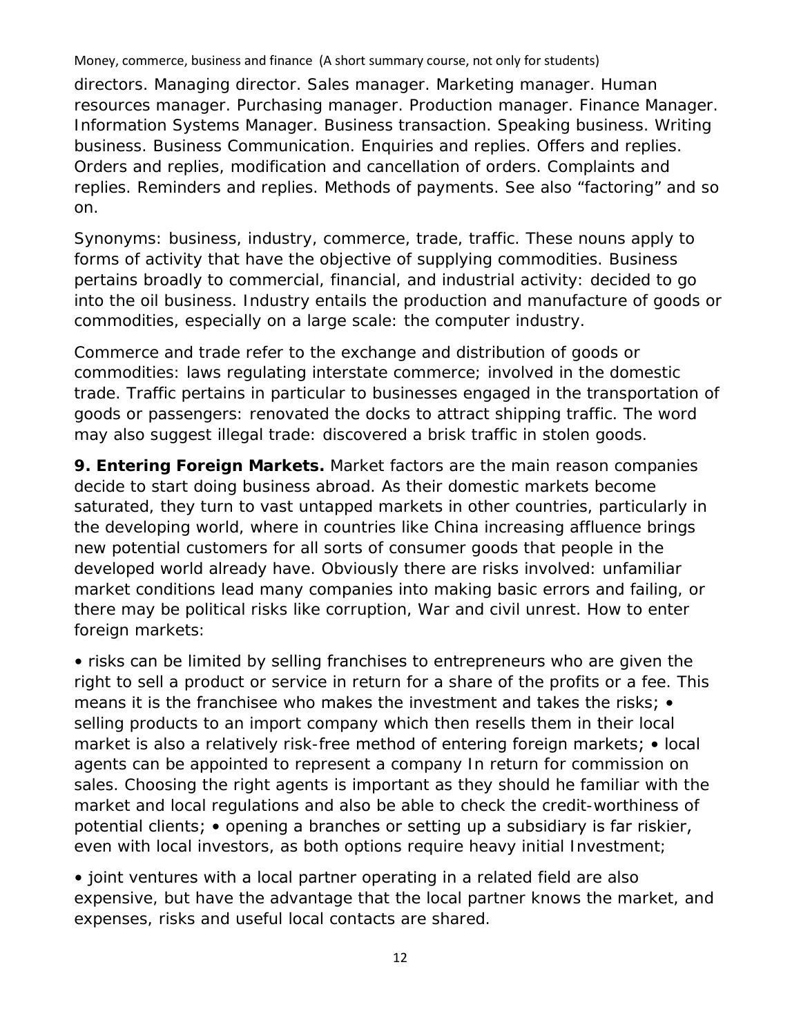directors. Managing director. Sales manager. Marketing manager. Human resources manager. Purchasing manager. Production manager. Finance Manager. Information Systems Manager. Business transaction. Speaking business. Writing business. Business Communication. Enquiries and replies. Offers and replies. Orders and replies, modification and cancellation of orders. Complaints and replies. Reminders and replies. Methods of payments. See also "factoring" and so on.

Synonyms: business, industry, commerce, trade, traffic. These nouns apply to forms of activity that have the objective of supplying commodities. Business pertains broadly to commercial, financial, and industrial activity: decided to go into the oil business. Industry entails the production and manufacture of goods or commodities, especially on a large scale: the computer industry.

Commerce and trade refer to the exchange and distribution of goods or commodities: laws regulating interstate commerce; involved in the domestic trade. Traffic pertains in particular to businesses engaged in the transportation of goods or passengers: renovated the docks to attract shipping traffic. The word may also suggest illegal trade: discovered a brisk traffic in stolen goods.

**9. Entering Foreign Markets.** Market factors are the main reason companies decide to start doing business abroad. As their domestic markets become saturated, they turn to vast untapped markets in other countries, particularly in the developing world, where in countries like China increasing affluence brings new potential customers for all sorts of consumer goods that people in the developed world already have. Obviously there are risks involved: unfamiliar market conditions lead many companies into making basic errors and failing, or there may be political risks like corruption, War and civil unrest. How to enter foreign markets:

• risks can be limited by selling franchises to entrepreneurs who are given the right to sell a product or service in return for a share of the profits or a fee. This means it is the franchisee who makes the investment and takes the risks; • selling products to an import company which then resells them in their local market is also a relatively risk-free method of entering foreign markets; • local agents can be appointed to represent a company In return for commission on sales. Choosing the right agents is important as they should he familiar with the market and local regulations and also be able to check the credit-worthiness of potential clients; • opening a branches or setting up a subsidiary is far riskier, even with local investors, as both options require heavy initial Investment;

• joint ventures with a local partner operating in a related field are also expensive, but have the advantage that the local partner knows the market, and expenses, risks and useful local contacts are shared.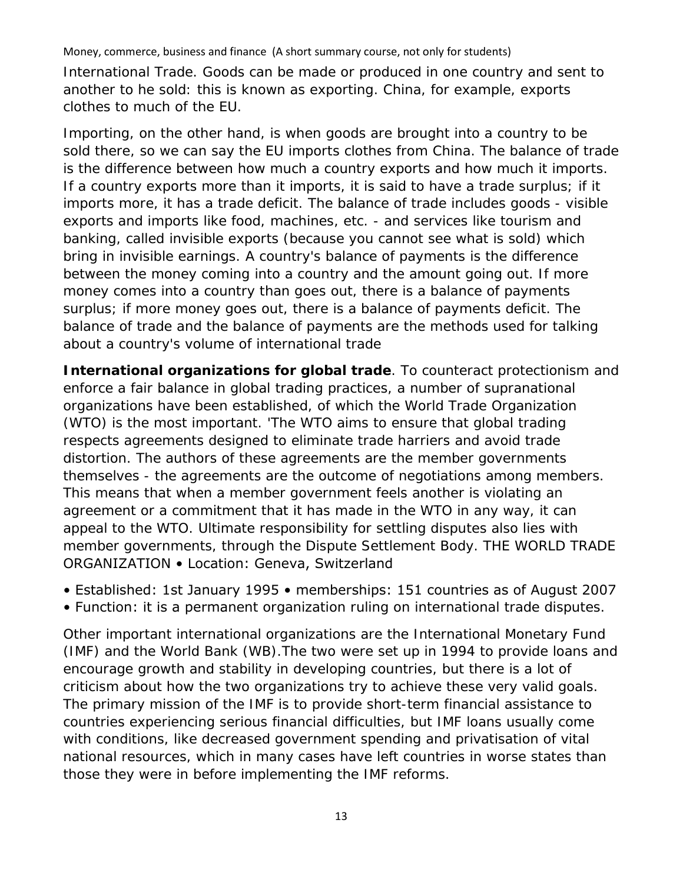International Trade. Goods can be made or produced in one country and sent to another to he sold: this is known as exporting. China, for example, exports clothes to much of the EU.

Importing, on the other hand, is when goods are brought into a country to be sold there, so we can say the EU imports clothes from China. The balance of trade is the difference between how much a country exports and how much it imports. If a country exports more than it imports, it is said to have a trade surplus; if it imports more, it has a trade deficit. The balance of trade includes goods - visible exports and imports like food, machines, etc. - and services like tourism and banking, called invisible exports (because you cannot see what is sold) which bring in invisible earnings. A country's balance of payments is the difference between the money coming into a country and the amount going out. If more money comes into a country than goes out, there is a balance of payments surplus; if more money goes out, there is a balance of payments deficit. The balance of trade and the balance of payments are the methods used for talking about a country's volume of international trade

**International organizations for global trade**. To counteract protectionism and enforce a fair balance in global trading practices, a number of supranational organizations have been established, of which the World Trade Organization (WTO) is the most important. 'The WTO aims to ensure that global trading respects agreements designed to eliminate trade harriers and avoid trade distortion. The authors of these agreements are the member governments themselves - the agreements are the outcome of negotiations among members. This means that when a member government feels another is violating an agreement or a commitment that it has made in the WTO in any way, it can appeal to the WTO. Ultimate responsibility for settling disputes also lies with member governments, through the Dispute Settlement Body. THE WORLD TRADE ORGANIZATION • Location: Geneva, Switzerland

- Established: 1st January 1995 • memberships: 151 countries as of August 2007
- Function: it is a permanent organization ruling on international trade disputes.

Other important international organizations are the International Monetary Fund (IMF) and the World Bank (WB).The two were set up in 1994 to provide loans and encourage growth and stability in developing countries, but there is a lot of criticism about how the two organizations try to achieve these very valid goals. The primary mission of the IMF is to provide short-term financial assistance to countries experiencing serious financial difficulties, but IMF loans usually come with conditions, like decreased government spending and privatisation of vital national resources, which in many cases have left countries in worse states than those they were in before implementing the IMF reforms.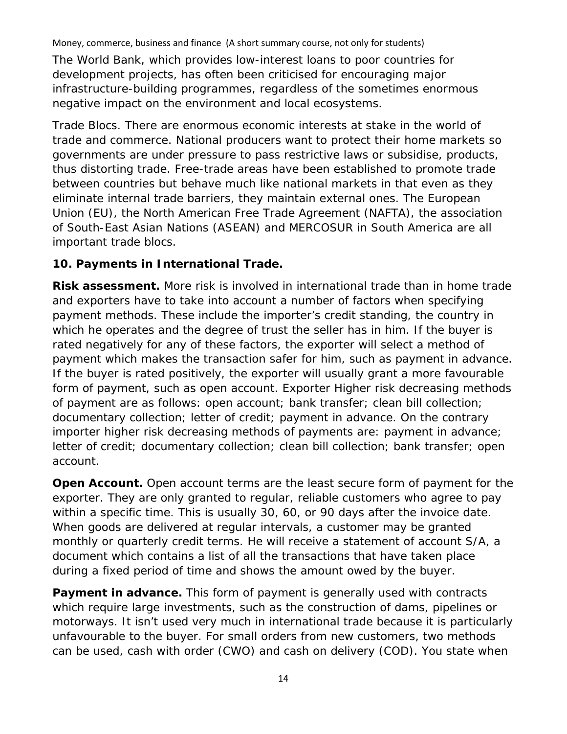The World Bank, which provides low-interest loans to poor countries for development projects, has often been criticised for encouraging major infrastructure-building programmes, regardless of the sometimes enormous negative impact on the environment and local ecosystems.

Trade Blocs. There are enormous economic interests at stake in the world of trade and commerce. National producers want to protect their home markets so governments are under pressure to pass restrictive laws or subsidise, products, thus distorting trade. Free-trade areas have been established to promote trade between countries but behave much like national markets in that even as they eliminate internal trade barriers, they maintain external ones. The European Union (EU), the North American Free Trade Agreement (NAFTA), the association of South-East Asian Nations (ASEAN) and MERCOSUR in South America are all important trade blocs.

## 10. Payments in International Trade.

**Risk assessment.** More risk is involved in international trade than in home trade and exporters have to take into account a number of factors when specifying payment methods. These include the importer's credit standing, the country in which he operates and the degree of trust the seller has in him. If the buyer is rated negatively for any of these factors, the exporter will select a method of payment which makes the transaction safer for him, such as payment in advance. If the buyer is rated positively, the exporter will usually grant a more favourable form of payment, such as open account. Exporter Higher risk decreasing methods of payment are as follows: open account; bank transfer; clean bill collection; documentary collection; letter of credit; payment in advance. On the contrary importer higher risk decreasing methods of payments are: payment in advance; letter of credit; documentary collection; clean bill collection; bank transfer; open account.

**Open Account.** Open account terms are the least secure form of payment for the exporter. They are only granted to regular, reliable customers who agree to pay within a specific time. This is usually 30, 60, or 90 days after the invoice date. When goods are delivered at regular intervals, a customer may be granted monthly or quarterly credit terms. He will receive a statement of account S/A, a document which contains a list of all the transactions that have taken place during a fixed period of time and shows the amount owed by the buyer.

**Payment in advance.** This form of payment is generally used with contracts which require large investments, such as the construction of dams, pipelines or motorways. It isn't used very much in international trade because it is particularly unfavourable to the buyer. For small orders from new customers, two methods can be used, cash with order (CWO) and cash on delivery (COD). You state when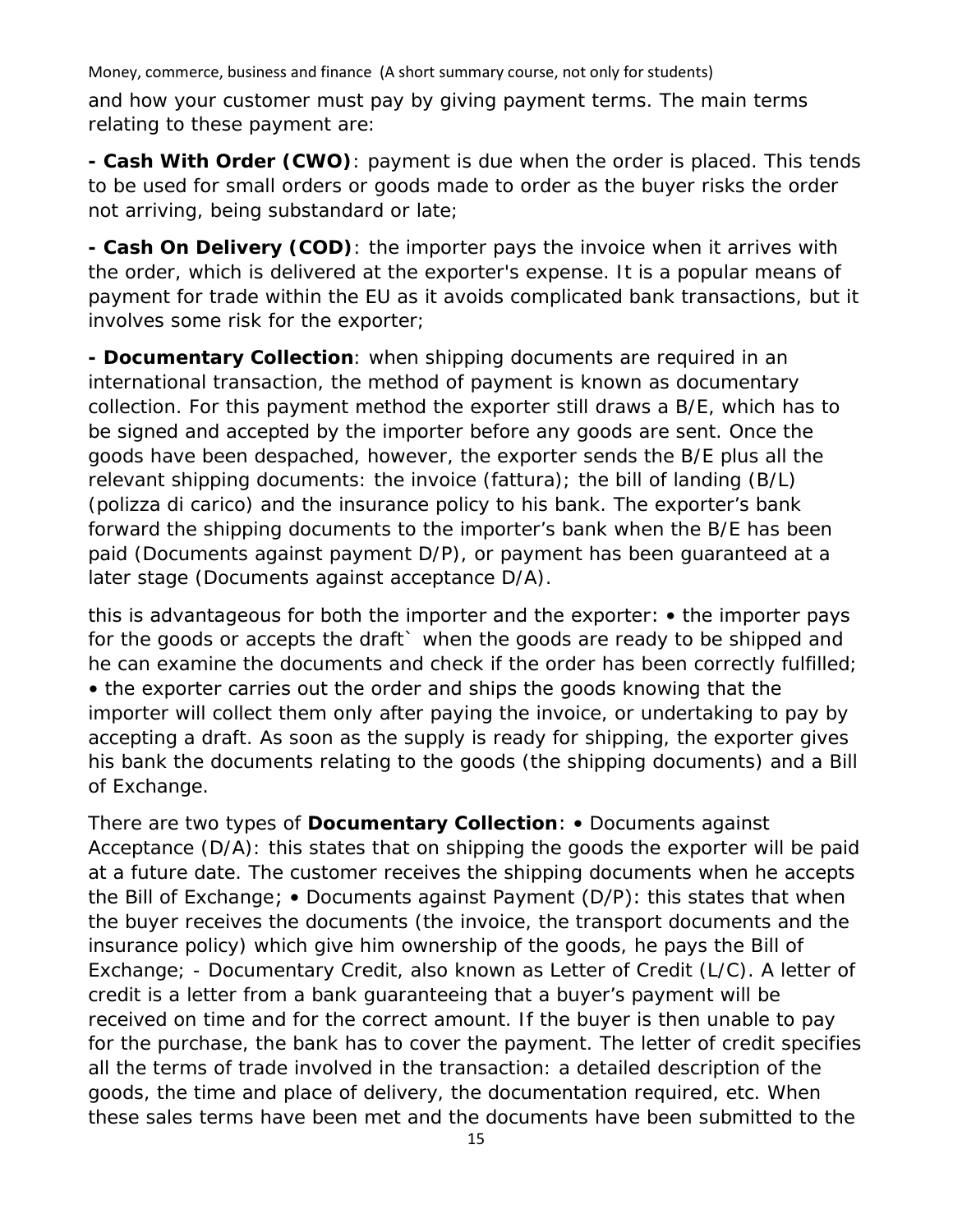and how your customer must pay by giving payment terms. The main terms relating to these payment are:

**- Cash With Order (CWO)**: payment is due when the order is placed. This tends to be used for small orders or goods made to order as the buyer risks the order not arriving, being substandard or late;

**- Cash On Delivery (COD)**: the importer pays the invoice when it arrives with the order, which is delivered at the exporter's expense. It is a popular means of payment for trade within the EU as it avoids complicated bank transactions, but it involves some risk for the exporter;

**- Documentary Collection**: when shipping documents are required in an international transaction, the method of payment is known as documentary collection. For this payment method the exporter still draws a B/E, which has to be signed and accepted by the importer before any goods are sent. Once the goods have been despached, however, the exporter sends the B/E plus all the relevant shipping documents: the invoice (fattura); the bill of landing (B/L) (polizza di carico) and the insurance policy to his bank. The exporter's bank forward the shipping documents to the importer's bank when the B/E has been paid (Documents against payment D/P), or payment has been guaranteed at a later stage (Documents against acceptance D/A).

this is advantageous for both the importer and the exporter: • the importer pays for the goods or accepts the draft` when the goods are ready to be shipped and he can examine the documents and check if the order has been correctly fulfilled; • the exporter carries out the order and ships the goods knowing that the importer will collect them only after paying the invoice, or undertaking to pay by accepting a draft. As soon as the supply is ready for shipping, the exporter gives his bank the documents relating to the goods (the shipping documents) and a Bill of Exchange.

There are two types of **Documentary Collection**: • Documents against Acceptance (D/A): this states that on shipping the goods the exporter will be paid at a future date. The customer receives the shipping documents when he accepts the Bill of Exchange; • Documents against Payment (D/P): this states that when the buyer receives the documents (the invoice, the transport documents and the insurance policy) which give him ownership of the goods, he pays the Bill of Exchange; - Documentary Credit, also known as Letter of Credit (L/C). A letter of credit is a letter from a bank guaranteeing that a buyer's payment will be received on time and for the correct amount. If the buyer is then unable to pay for the purchase, the bank has to cover the payment. The letter of credit specifies all the terms of trade involved in the transaction: a detailed description of the goods, the time and place of delivery, the documentation required, etc. When these sales terms have been met and the documents have been submitted to the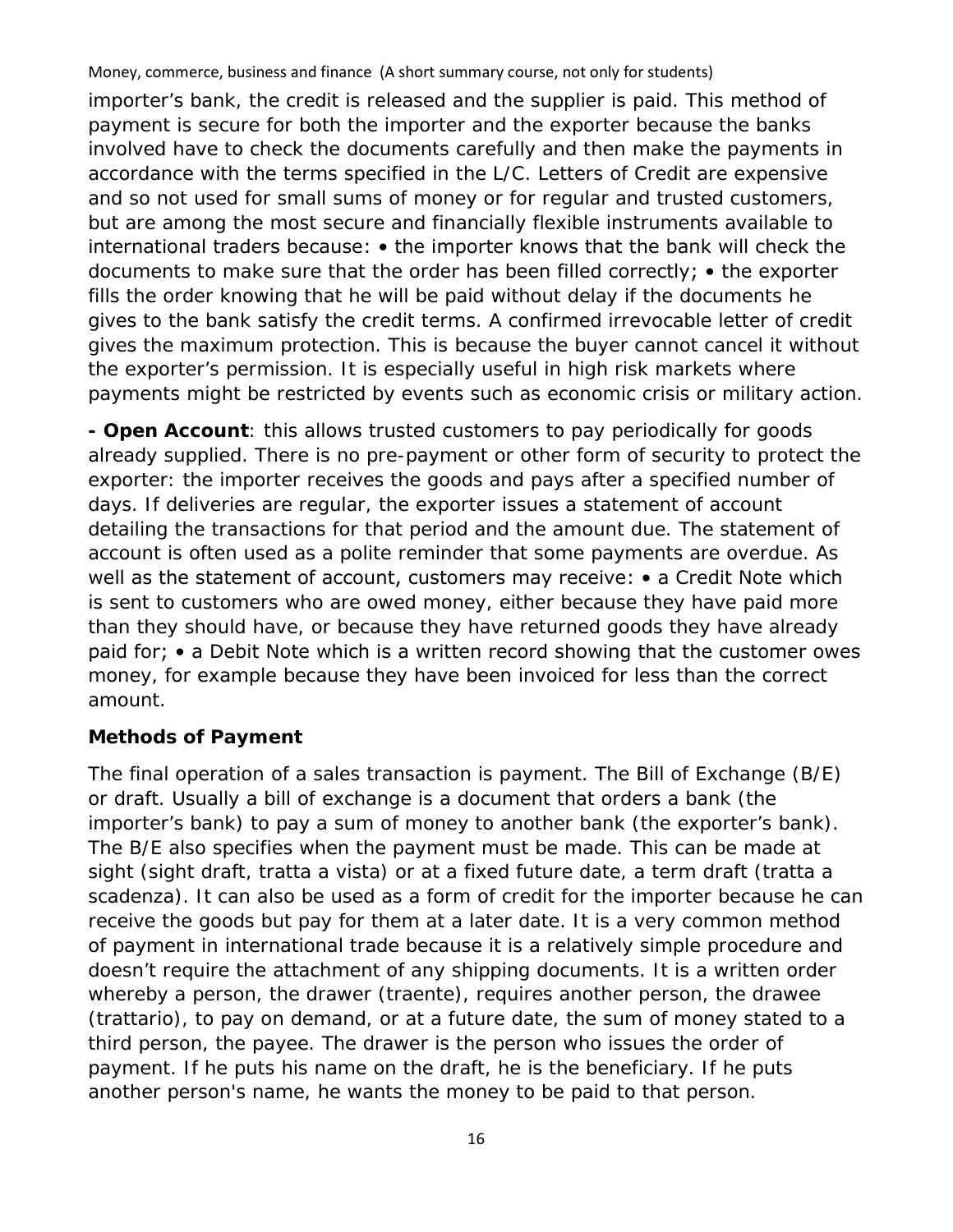importer's bank, the credit is released and the supplier is paid. This method of payment is secure for both the importer and the exporter because the banks involved have to check the documents carefully and then make the payments in accordance with the terms specified in the L/C. Letters of Credit are expensive and so not used for small sums of money or for regular and trusted customers, but are among the most secure and financially flexible instruments available to international traders because: • the importer knows that the bank will check the documents to make sure that the order has been filled correctly; • the exporter fills the order knowing that he will be paid without delay if the documents he gives to the bank satisfy the credit terms. A confirmed irrevocable letter of credit gives the maximum protection. This is because the buyer cannot cancel it without the exporter's permission. It is especially useful in high risk markets where payments might be restricted by events such as economic crisis or military action.

**- Open Account**: this allows trusted customers to pay periodically for goods already supplied. There is no pre-payment or other form of security to protect the exporter: the importer receives the goods and pays after a specified number of days. If deliveries are regular, the exporter issues a statement of account detailing the transactions for that period and the amount due. The statement of account is often used as a polite reminder that some payments are overdue. As well as the statement of account, customers may receive: • a Credit Note which is sent to customers who are owed money, either because they have paid more than they should have, or because they have returned goods they have already paid for; • a Debit Note which is a written record showing that the customer owes money, for example because they have been invoiced for less than the correct amount.

### Methods of Payment

The final operation of a sales transaction is payment. The Bill of Exchange (B/E) or draft. Usually a bill of exchange is a document that orders a bank (the importer's bank) to pay a sum of money to another bank (the exporter's bank). The B/E also specifies when the payment must be made. This can be made at sight (sight draft, tratta a vista) or at a fixed future date, a term draft (tratta a scadenza). It can also be used as a form of credit for the importer because he can receive the goods but pay for them at a later date. It is a very common method of payment in international trade because it is a relatively simple procedure and doesn't require the attachment of any shipping documents. It is a written order whereby a person, the drawer (traente), requires another person, the drawee (trattario), to pay on demand, or at a future date, the sum of money stated to a third person, the payee. The drawer is the person who issues the order of payment. If he puts his name on the draft, he is the beneficiary. If he puts another person's name, he wants the money to be paid to that person.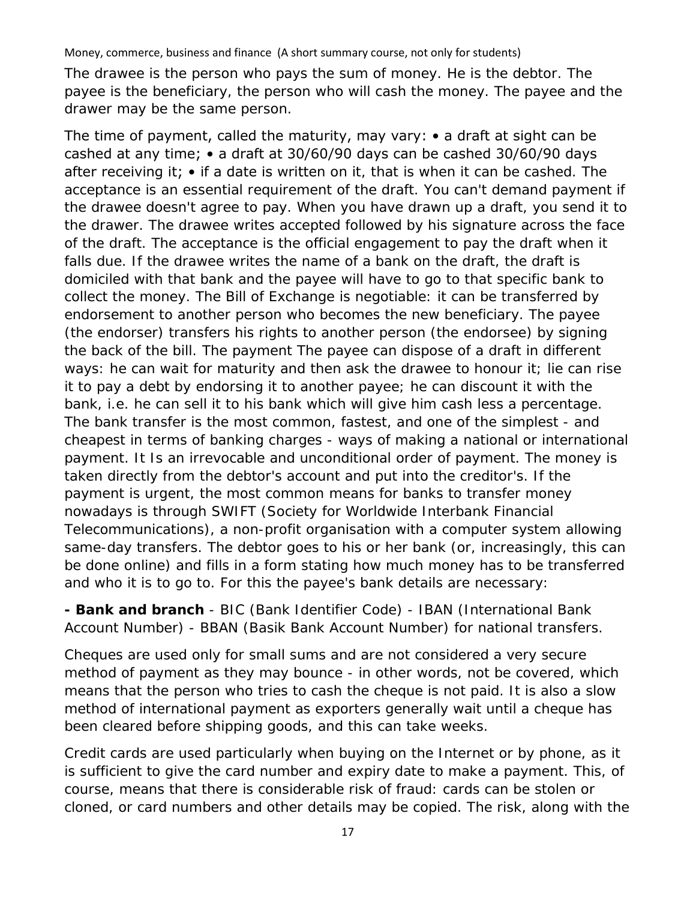The drawee is the person who pays the sum of money. He is the debtor. The payee is the beneficiary, the person who will cash the money. The payee and the drawer may be the same person.

The time of payment, called the maturity, may vary: • a draft at sight can be cashed at any time; • a draft at 30/60/90 days can be cashed 30/60/90 days after receiving it; • if a date is written on it, that is when it can be cashed. The acceptance is an essential requirement of the draft. You can't demand payment if the drawee doesn't agree to pay. When you have drawn up a draft, you send it to the drawer. The drawee writes accepted followed by his signature across the face of the draft. The acceptance is the official engagement to pay the draft when it falls due. If the drawee writes the name of a bank on the draft, the draft is domiciled with that bank and the payee will have to go to that specific bank to collect the money. The Bill of Exchange is negotiable: it can be transferred by endorsement to another person who becomes the new beneficiary. The payee (the endorser) transfers his rights to another person (the endorsee) by signing the back of the bill. The payment The payee can dispose of a draft in different ways: he can wait for maturity and then ask the drawee to honour it; lie can rise it to pay a debt by endorsing it to another payee; he can discount it with the bank, i.e. he can sell it to his bank which will give him cash less a percentage. The bank transfer is the most common, fastest, and one of the simplest - and cheapest in terms of banking charges - ways of making a national or international payment. It Is an irrevocable and unconditional order of payment. The money is taken directly from the debtor's account and put into the creditor's. If the payment is urgent, the most common means for banks to transfer money nowadays is through SWIFT (Society for Worldwide Interbank Financial Telecommunications), a non-profit organisation with a computer system allowing same-day transfers. The debtor goes to his or her bank (or, increasingly, this can be done online) and fills in a form stating how much money has to be transferred and who it is to go to. For this the payee's bank details are necessary:

**- Bank and branch** - BIC (Bank Identifier Code) - IBAN (International Bank Account Number) - BBAN (Basik Bank Account Number) for national transfers.

Cheques are used only for small sums and are not considered a very secure method of payment as they may bounce - in other words, not be covered, which means that the person who tries to cash the cheque is not paid. It is also a slow method of international payment as exporters generally wait until a cheque has been cleared before shipping goods, and this can take weeks.

Credit cards are used particularly when buying on the Internet or by phone, as it is sufficient to give the card number and expiry date to make a payment. This, of course, means that there is considerable risk of fraud: cards can be stolen or cloned, or card numbers and other details may be copied. The risk, along with the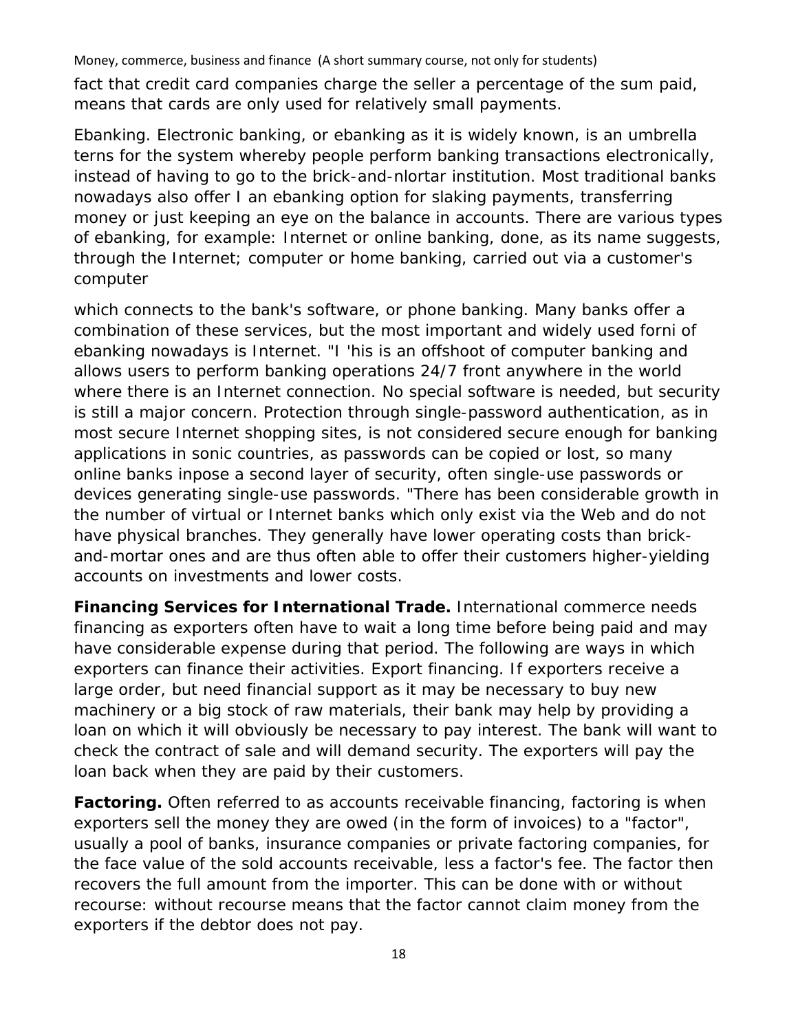fact that credit card companies charge the seller a percentage of the sum paid, means that cards are only used for relatively small payments.

Ebanking. Electronic banking, or ebanking as it is widely known, is an umbrella terns for the system whereby people perform banking transactions electronically, instead of having to go to the brick-and-nlortar institution. Most traditional banks nowadays also offer I an ebanking option for slaking payments, transferring money or just keeping an eye on the balance in accounts. There are various types of ebanking, for example: Internet or online banking, done, as its name suggests, through the Internet; computer or home banking, carried out via a customer's computer

which connects to the bank's software, or phone banking. Many banks offer a combination of these services, but the most important and widely used forni of ebanking nowadays is Internet. "I 'his is an offshoot of computer banking and allows users to perform banking operations 24/7 front anywhere in the world where there is an Internet connection. No special software is needed, but security is still a major concern. Protection through single-password authentication, as in most secure Internet shopping sites, is not considered secure enough for banking applications in sonic countries, as passwords can be copied or lost, so many online banks inpose a second layer of security, often single-use passwords or devices generating single-use passwords. "There has been considerable growth in the number of virtual or Internet banks which only exist via the Web and do not have physical branches. They generally have lower operating costs than brick-and-mortar ones and are thus often able to offer their customers higher-yielding accounts on investments and lower costs.

**Financing Services for International Trade.** International commerce needs financing as exporters often have to wait a long time before being paid and may have considerable expense during that period. The following are ways in which exporters can finance their activities. Export financing. If exporters receive a large order, but need financial support as it may be necessary to buy new machinery or a big stock of raw materials, their bank may help by providing a loan on which it will obviously be necessary to pay interest. The bank will want to check the contract of sale and will demand security. The exporters will pay the loan back when they are paid by their customers.

**Factoring.** Often referred to as accounts receivable financing, factoring is when exporters sell the money they are owed (in the form of invoices) to a "factor", usually a pool of banks, insurance companies or private factoring companies, for the face value of the sold accounts receivable, less a factor's fee. The factor then recovers the full amount from the importer. This can be done with or without recourse: without recourse means that the factor cannot claim money from the exporters if the debtor does not pay.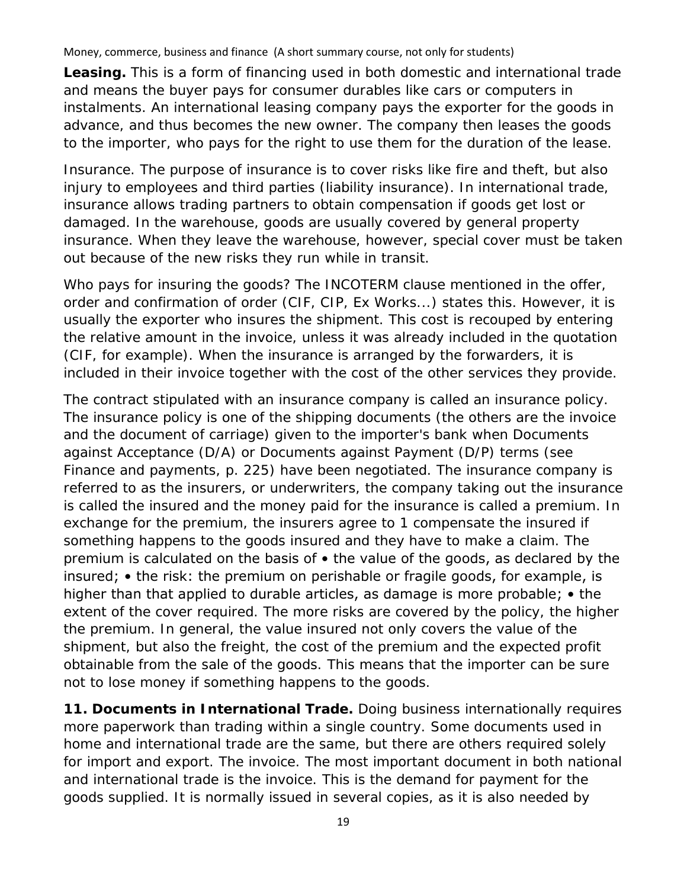**Leasing.** This is a form of financing used in both domestic and international trade and means the buyer pays for consumer durables like cars or computers in instalments. An international leasing company pays the exporter for the goods in advance, and thus becomes the new owner. The company then leases the goods to the importer, who pays for the right to use them for the duration of the lease.

Insurance. The purpose of insurance is to cover risks like fire and theft, but also injury to employees and third parties (liability insurance). In international trade, insurance allows trading partners to obtain compensation if goods get lost or damaged. In the warehouse, goods are usually covered by general property insurance. When they leave the warehouse, however, special cover must be taken out because of the new risks they run while in transit.

Who pays for insuring the goods? The INCOTERM clause mentioned in the offer, order and confirmation of order (CIF, CIP, Ex Works...) states this. However, it is usually the exporter who insures the shipment. This cost is recouped by entering the relative amount in the invoice, unless it was already included in the quotation (CIF, for example). When the insurance is arranged by the forwarders, it is included in their invoice together with the cost of the other services they provide.

The contract stipulated with an insurance company is called an insurance policy. The insurance policy is one of the shipping documents (the others are the invoice and the document of carriage) given to the importer's bank when Documents against Acceptance (D/A) or Documents against Payment (D/P) terms (see Finance and payments, p. 225) have been negotiated. The insurance company is referred to as the insurers, or underwriters, the company taking out the insurance is called the insured and the money paid for the insurance is called a premium. In exchange for the premium, the insurers agree to 1 compensate the insured if something happens to the goods insured and they have to make a claim. The premium is calculated on the basis of • the value of the goods, as declared by the insured; • the risk: the premium on perishable or fragile goods, for example, is higher than that applied to durable articles, as damage is more probable; • the extent of the cover required. The more risks are covered by the policy, the higher the premium. In general, the value insured not only covers the value of the shipment, but also the freight, the cost of the premium and the expected profit obtainable from the sale of the goods. This means that the importer can be sure not to lose money if something happens to the goods.

**11. Documents in International Trade.** Doing business internationally requires more paperwork than trading within a single country. Some documents used in home and international trade are the same, but there are others required solely for import and export. The invoice. The most important document in both national and international trade is the invoice. This is the demand for payment for the goods supplied. It is normally issued in several copies, as it is also needed by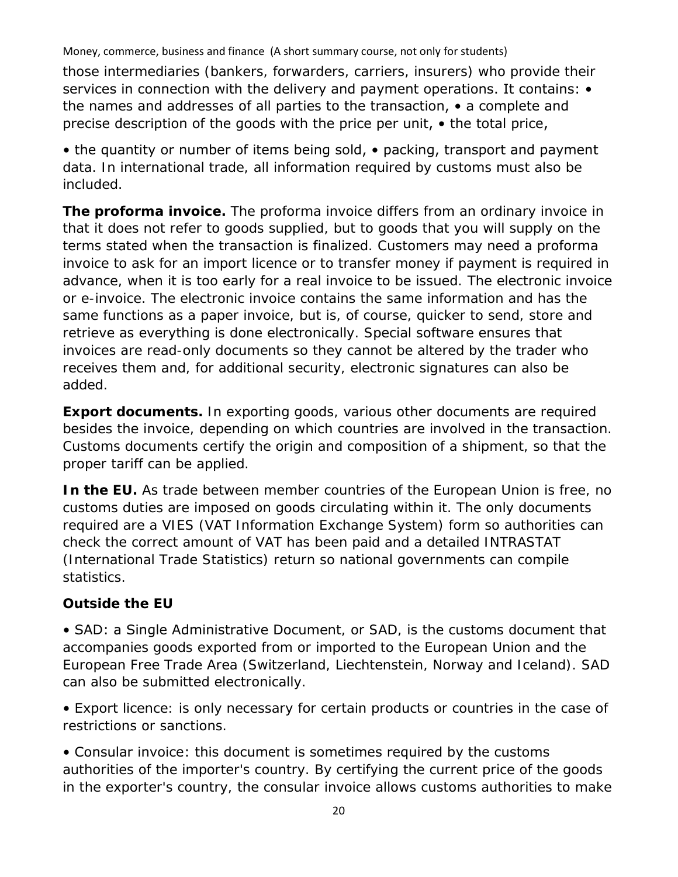those intermediaries (bankers, forwarders, carriers, insurers) who provide their services in connection with the delivery and payment operations. It contains: • the names and addresses of all parties to the transaction, • a complete and precise description of the goods with the price per unit, • the total price,

• the quantity or number of items being sold, • packing, transport and payment data. In international trade, all information required by customs must also be included.

**The proforma invoice.** The proforma invoice differs from an ordinary invoice in that it does not refer to goods supplied, but to goods that you will supply on the terms stated when the transaction is finalized. Customers may need a proforma invoice to ask for an import licence or to transfer money if payment is required in advance, when it is too early for a real invoice to be issued. The electronic invoice or e-invoice. The electronic invoice contains the same information and has the same functions as a paper invoice, but is, of course, quicker to send, store and retrieve as everything is done electronically. Special software ensures that invoices are read-only documents so they cannot be altered by the trader who receives them and, for additional security, electronic signatures can also be added.

**Export documents.** In exporting goods, various other documents are required besides the invoice, depending on which countries are involved in the transaction. Customs documents certify the origin and composition of a shipment, so that the proper tariff can be applied.

**In the EU.** As trade between member countries of the European Union is free, no customs duties are imposed on goods circulating within it. The only documents required are a VIES (VAT Information Exchange System) form so authorities can check the correct amount of VAT has been paid and a detailed INTRASTAT (International Trade Statistics) return so national governments can compile statistics.

**Outside the EU**

• SAD: a Single Administrative Document, or SAD, is the customs document that accompanies goods exported from or imported to the European Union and the European Free Trade Area (Switzerland, Liechtenstein, Norway and Iceland). SAD can also be submitted electronically.

• Export licence: is only necessary for certain products or countries in the case of restrictions or sanctions.

• Consular invoice: this document is sometimes required by the customs authorities of the importer's country. By certifying the current price of the goods in the exporter's country, the consular invoice allows customs authorities to make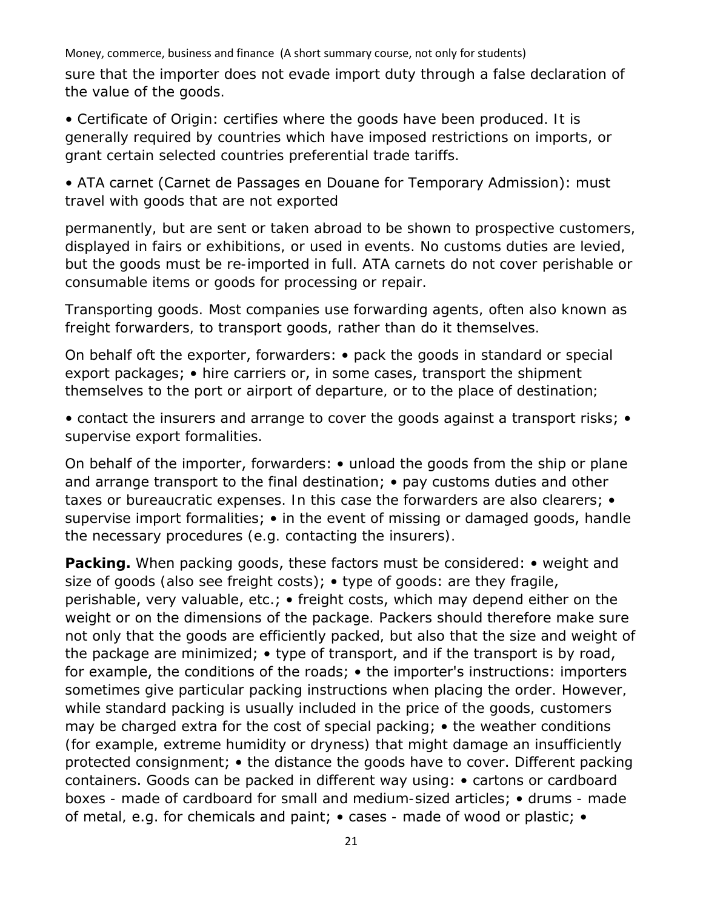sure that the importer does not evade import duty through a false declaration of the value of the goods.

• Certificate of Origin: certifies where the goods have been produced. It is generally required by countries which have imposed restrictions on imports, or grant certain selected countries preferential trade tariffs.

• ATA carnet (Carnet de Passages en Douane for Temporary Admission): must travel with goods that are not exported

permanently, but are sent or taken abroad to be shown to prospective customers, displayed in fairs or exhibitions, or used in events. No customs duties are levied, but the goods must be re-imported in full. ATA carnets do not cover perishable or consumable items or goods for processing or repair.

Transporting goods. Most companies use forwarding agents, often also known as freight forwarders, to transport goods, rather than do it themselves.

On behalf oft the exporter, forwarders: • pack the goods in standard or special export packages; • hire carriers or, in some cases, transport the shipment themselves to the port or airport of departure, or to the place of destination;

• contact the insurers and arrange to cover the goods against a transport risks; • supervise export formalities.

On behalf of the importer, forwarders: • unload the goods from the ship or plane and arrange transport to the final destination; • pay customs duties and other taxes or bureaucratic expenses. In this case the forwarders are also clearers; • supervise import formalities; • in the event of missing or damaged goods, handle the necessary procedures (e.g. contacting the insurers).

**Packing.** When packing goods, these factors must be considered: • weight and size of goods (also see freight costs); • type of goods: are they fragile, perishable, very valuable, etc.; • freight costs, which may depend either on the weight or on the dimensions of the package. Packers should therefore make sure not only that the goods are efficiently packed, but also that the size and weight of the package are minimized; • type of transport, and if the transport is by road, for example, the conditions of the roads; • the importer's instructions: importers sometimes give particular packing instructions when placing the order. However, while standard packing is usually included in the price of the goods, customers may be charged extra for the cost of special packing; • the weather conditions (for example, extreme humidity or dryness) that might damage an insufficiently protected consignment; • the distance the goods have to cover. Different packing containers. Goods can be packed in different way using: • cartons or cardboard boxes - made of cardboard for small and medium-sized articles; • drums - made of metal, e.g. for chemicals and paint; • cases - made of wood or plastic; •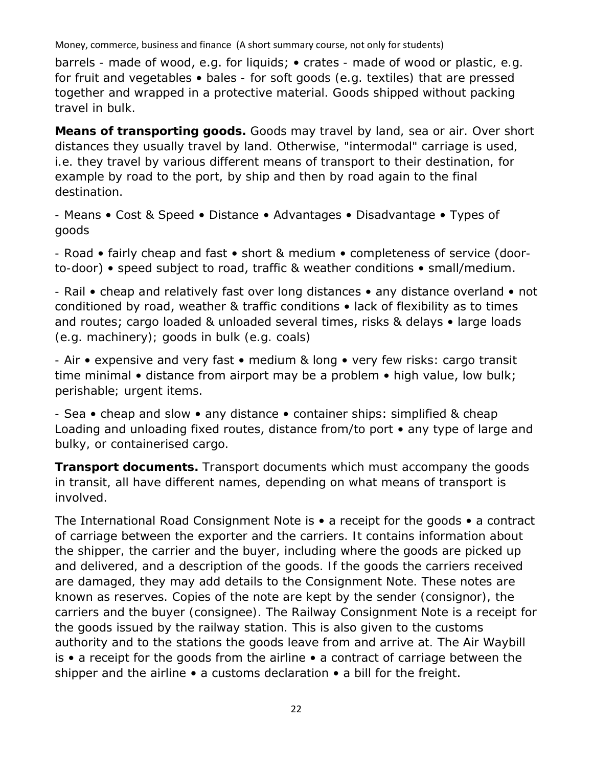barrels - made of wood, e.g. for liquids; • crates - made of wood or plastic, e.g. for fruit and vegetables • bales - for soft goods (e.g. textiles) that are pressed together and wrapped in a protective material. Goods shipped without packing travel in bulk.

**Means of transporting goods.** Goods may travel by land, sea or air. Over short distances they usually travel by land. Otherwise, "intermodal" carriage is used, i.e. they travel by various different means of transport to their destination, for example by road to the port, by ship and then by road again to the final destination.

- Means • Cost & Speed • Distance • Advantages • Disadvantage • Types of goods

- Road • fairly cheap and fast • short & medium • completeness of service (door-to-door) • speed subject to road, traffic & weather conditions • small/medium.

- Rail • cheap and relatively fast over long distances • any distance overland • not conditioned by road, weather & traffic conditions • lack of flexibility as to times and routes; cargo loaded & unloaded several times, risks & delays • large loads (e.g. machinery); goods in bulk (e.g. coals)

- Air • expensive and very fast • medium & long • very few risks: cargo transit time minimal • distance from airport may be a problem • high value, low bulk; perishable; urgent items.

- Sea • cheap and slow • any distance • container ships: simplified & cheap Loading and unloading fixed routes, distance from/to port • any type of large and bulky, or containerised cargo.

**Transport documents.** Transport documents which must accompany the goods in transit, all have different names, depending on what means of transport is involved.

The International Road Consignment Note is • a receipt for the goods • a contract of carriage between the exporter and the carriers. It contains information about the shipper, the carrier and the buyer, including where the goods are picked up and delivered, and a description of the goods. If the goods the carriers received are damaged, they may add details to the Consignment Note. These notes are known as reserves. Copies of the note are kept by the sender (consignor), the carriers and the buyer (consignee). The Railway Consignment Note is a receipt for the goods issued by the railway station. This is also given to the customs authority and to the stations the goods leave from and arrive at. The Air Waybill is • a receipt for the goods from the airline • a contract of carriage between the shipper and the airline • a customs declaration • a bill for the freight.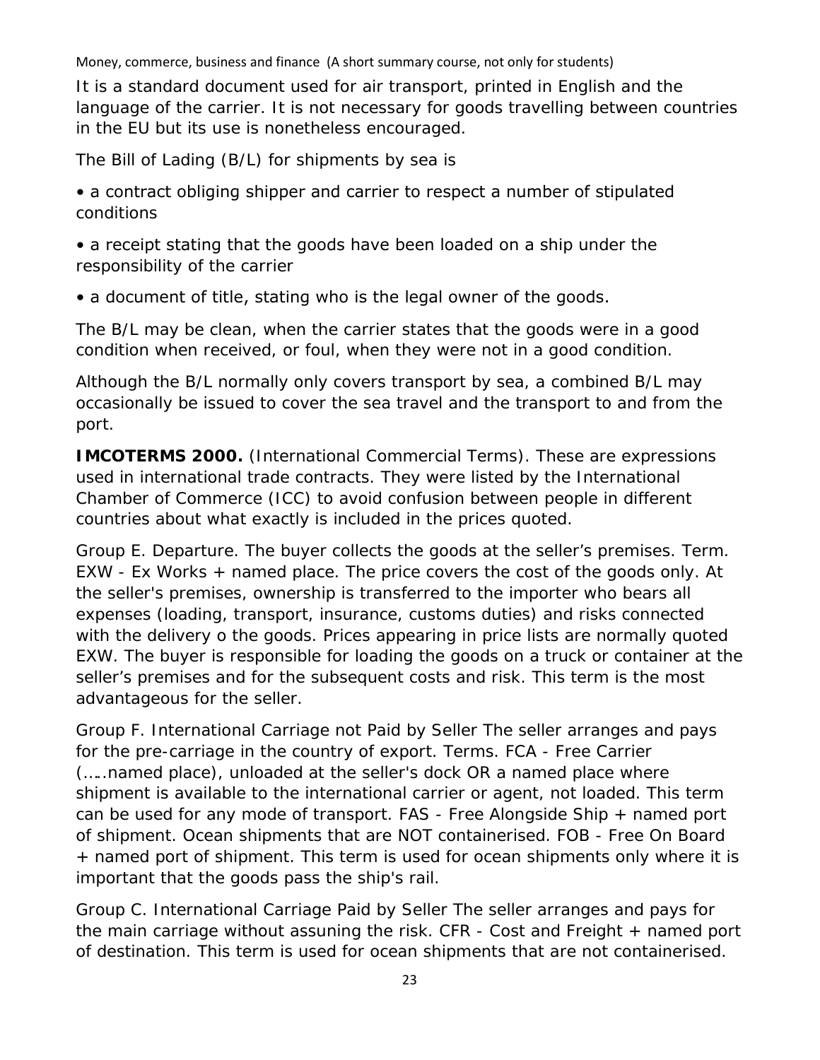It is a standard document used for air transport, printed in English and the language of the carrier. It is not necessary for goods travelling between countries in the EU but its use is nonetheless encouraged.

The Bill of Lading (B/L) for shipments by sea is

• a contract obliging shipper and carrier to respect a number of stipulated conditions

• a receipt stating that the goods have been loaded on a ship under the responsibility of the carrier

• a document of title, stating who is the legal owner of the goods.

The B/L may be clean, when the carrier states that the goods were in a good condition when received, or foul, when they were not in a good condition.

Although the B/L normally only covers transport by sea, a combined B/L may occasionally be issued to cover the sea travel and the transport to and from the port.

**IMCOTERMS 2000.** (International Commercial Terms). These are expressions used in international trade contracts. They were listed by the International Chamber of Commerce (ICC) to avoid confusion between people in different countries about what exactly is included in the prices quoted.

Group E. Departure. The buyer collects the goods at the seller's premises. Term. EXW - Ex Works + named place. The price covers the cost of the goods only. At the seller's premises, ownership is transferred to the importer who bears all expenses (loading, transport, insurance, customs duties) and risks connected with the delivery o the goods. Prices appearing in price lists are normally quoted EXW. The buyer is responsible for loading the goods on a truck or container at the seller's premises and for the subsequent costs and risk. This term is the most advantageous for the seller.

Group F. International Carriage not Paid by Seller The seller arranges and pays for the pre-carriage in the country of export. Terms. FCA - Free Carrier (…..named place), unloaded at the seller's dock OR a named place where shipment is available to the international carrier or agent, not loaded. This term can be used for any mode of transport. FAS - Free Alongside Ship + named port of shipment. Ocean shipments that are NOT containerised. FOB - Free On Board + named port of shipment. This term is used for ocean shipments only where it is important that the goods pass the ship's rail.

Group C. International Carriage Paid by Seller The seller arranges and pays for the main carriage without assuning the risk. CFR - Cost and Freight + named port of destination. This term is used for ocean shipments that are not containerised.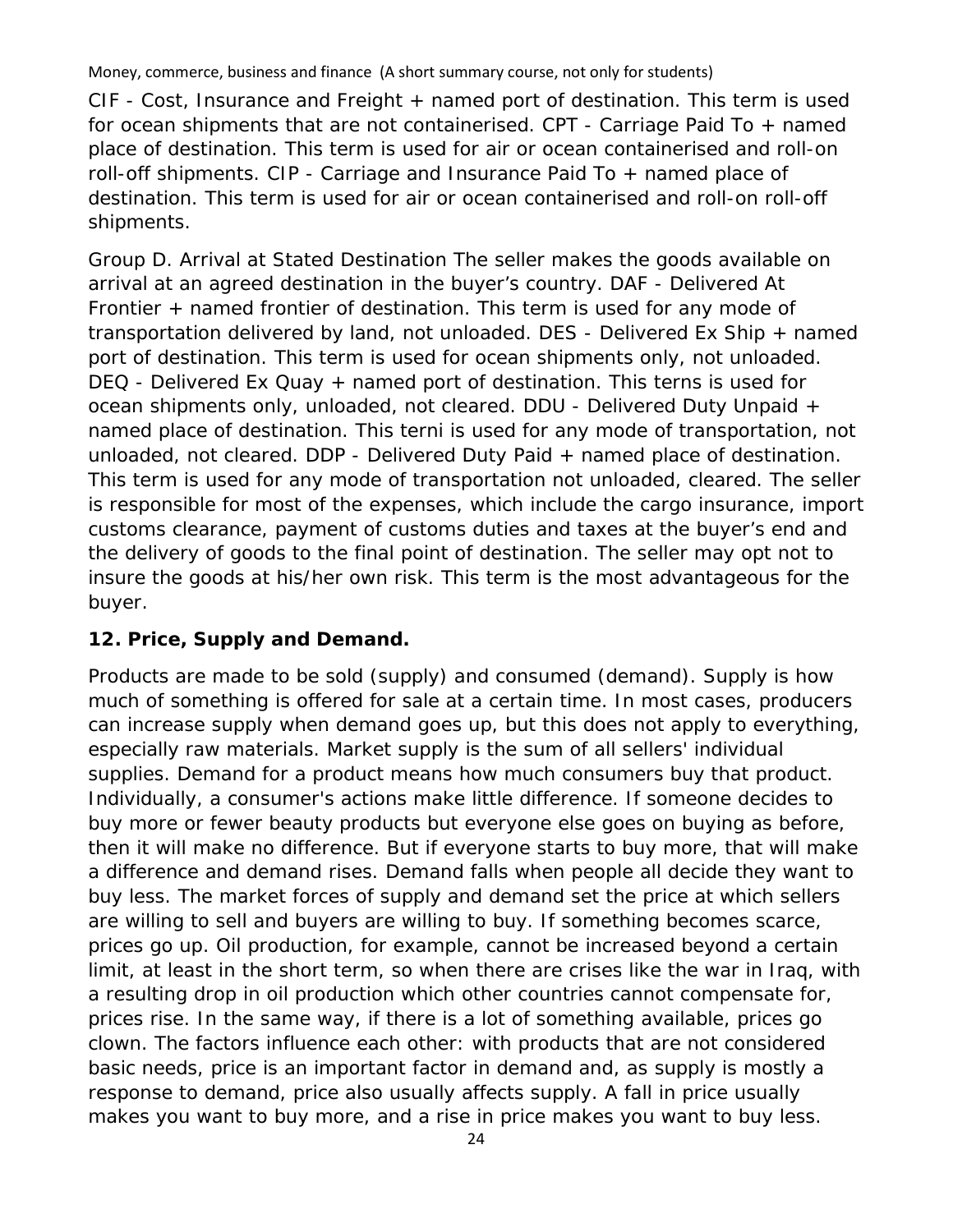CIF - Cost, Insurance and Freight + named port of destination. This term is used for ocean shipments that are not containerised. CPT - Carriage Paid To + named place of destination. This term is used for air or ocean containerised and roll-on roll-off shipments. CIP - Carriage and Insurance Paid To + named place of destination. This term is used for air or ocean containerised and roll-on roll-off shipments.

Group D. Arrival at Stated Destination The seller makes the goods available on arrival at an agreed destination in the buyer's country. DAF - Delivered At Frontier + named frontier of destination. This term is used for any mode of transportation delivered by land, not unloaded. DES - Delivered Ex Ship + named port of destination. This term is used for ocean shipments only, not unloaded. DEQ - Delivered Ex Quay + named port of destination. This terns is used for ocean shipments only, unloaded, not cleared. DDU - Delivered Duty Unpaid + named place of destination. This terni is used for any mode of transportation, not unloaded, not cleared. DDP - Delivered Duty Paid + named place of destination. This term is used for any mode of transportation not unloaded, cleared. The seller is responsible for most of the expenses, which include the cargo insurance, import customs clearance, payment of customs duties and taxes at the buyer's end and the delivery of goods to the final point of destination. The seller may opt not to insure the goods at his/her own risk. This term is the most advantageous for the buyer.

**12. Price, Supply and Demand.**

Products are made to be sold (supply) and consumed (demand). Supply is how much of something is offered for sale at a certain time. In most cases, producers can increase supply when demand goes up, but this does not apply to everything, especially raw materials. Market supply is the sum of all sellers' individual supplies. Demand for a product means how much consumers buy that product. Individually, a consumer's actions make little difference. If someone decides to buy more or fewer beauty products but everyone else goes on buying as before, then it will make no difference. But if everyone starts to buy more, that will make a difference and demand rises. Demand falls when people all decide they want to buy less. The market forces of supply and demand set the price at which sellers are willing to sell and buyers are willing to buy. If something becomes scarce, prices go up. Oil production, for example, cannot be increased beyond a certain limit, at least in the short term, so when there are crises like the war in Iraq, with a resulting drop in oil production which other countries cannot compensate for, prices rise. In the same way, if there is a lot of something available, prices go clown. The factors influence each other: with products that are not considered basic needs, price is an important factor in demand and, as supply is mostly a response to demand, price also usually affects supply. A fall in price usually makes you want to buy more, and a rise in price makes you want to buy less.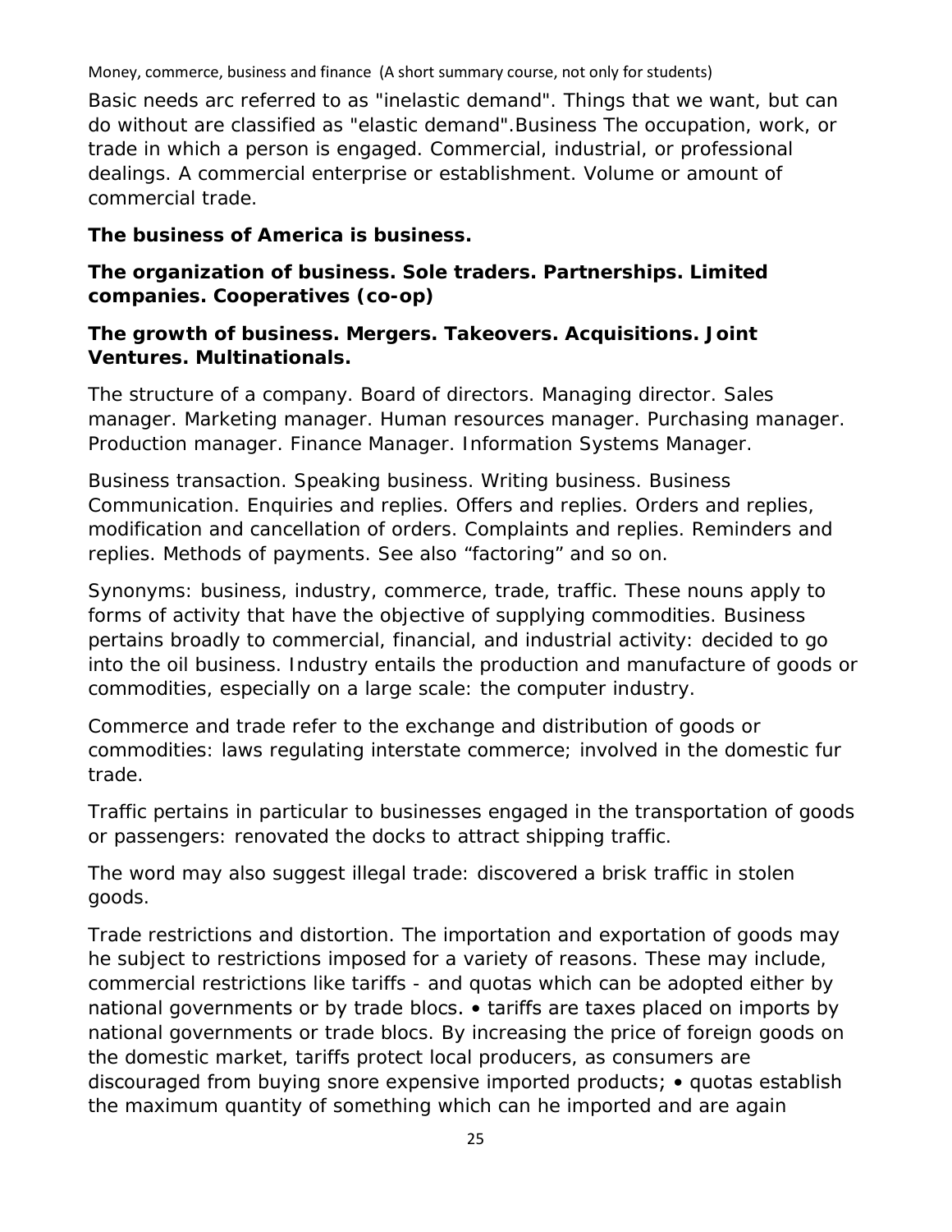Basic needs arc referred to as "inelastic demand". Things that we want, but can do without are classified as "elastic demand".Business The occupation, work, or trade in which a person is engaged. Commercial, industrial, or professional dealings. A commercial enterprise or establishment. Volume or amount of commercial trade.

**The business of America is business.**

**The organization of business. Sole traders. Partnerships. Limited companies. Cooperatives (co-op)**

**The growth of business. Mergers. Takeovers. Acquisitions. Joint Ventures. Multinationals.**

The structure of a company. Board of directors. Managing director. Sales manager. Marketing manager. Human resources manager. Purchasing manager. Production manager. Finance Manager. Information Systems Manager.

Business transaction. Speaking business. Writing business. Business Communication. Enquiries and replies. Offers and replies. Orders and replies, modification and cancellation of orders. Complaints and replies. Reminders and replies. Methods of payments. See also “factoring” and so on.

Synonyms: business, industry, commerce, trade, traffic. These nouns apply to forms of activity that have the objective of supplying commodities. Business pertains broadly to commercial, financial, and industrial activity: decided to go into the oil business. Industry entails the production and manufacture of goods or commodities, especially on a large scale: the computer industry.

Commerce and trade refer to the exchange and distribution of goods or commodities: laws regulating interstate commerce; involved in the domestic fur trade.

Traffic pertains in particular to businesses engaged in the transportation of goods or passengers: renovated the docks to attract shipping traffic.

The word may also suggest illegal trade: discovered a brisk traffic in stolen goods.

Trade restrictions and distortion. The importation and exportation of goods may he subject to restrictions imposed for a variety of reasons. These may include, commercial restrictions like tariffs - and quotas which can be adopted either by national governments or by trade blocs. • tariffs are taxes placed on imports by national governments or trade blocs. By increasing the price of foreign goods on the domestic market, tariffs protect local producers, as consumers are discouraged from buying snore expensive imported products; • quotas establish the maximum quantity of something which can he imported and are again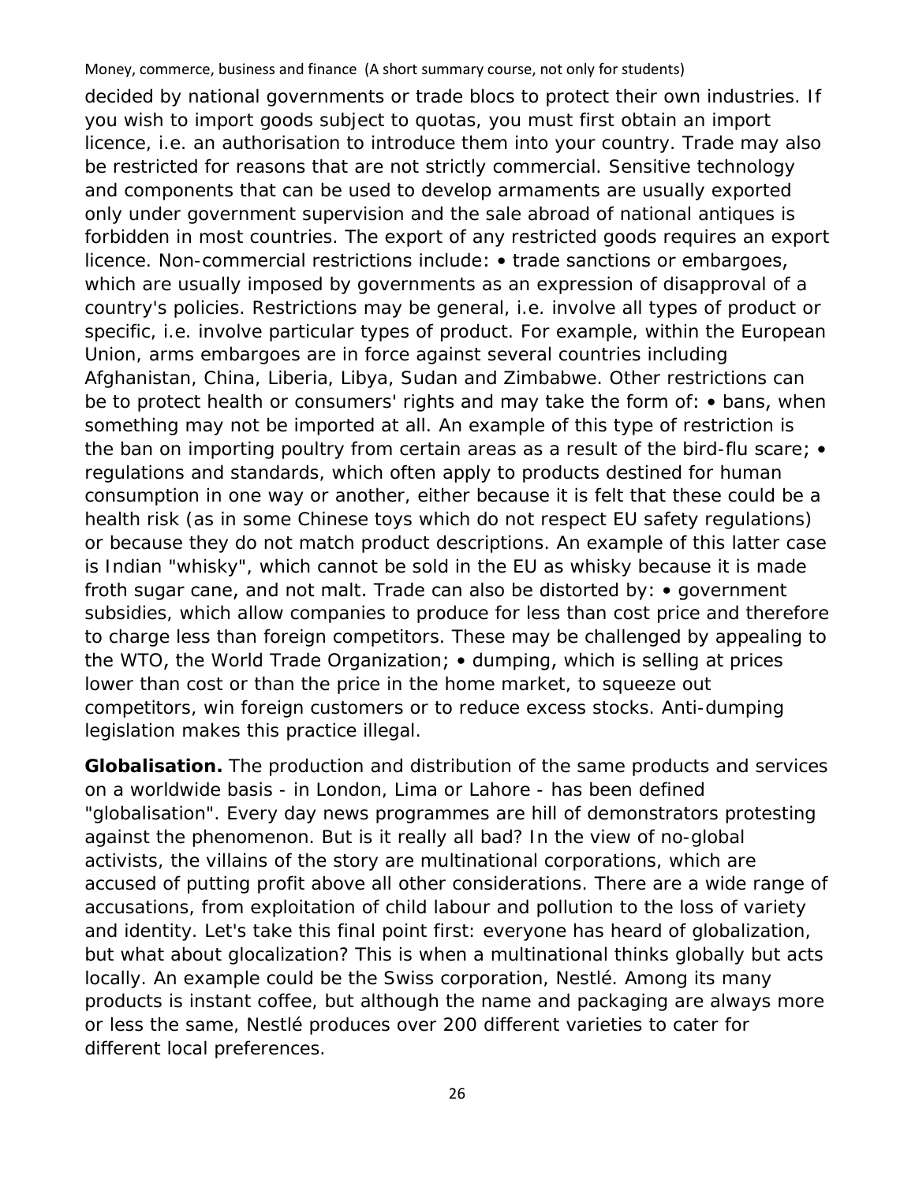decided by national governments or trade blocs to protect their own industries. If you wish to import goods subject to quotas, you must first obtain an import licence, i.e. an authorisation to introduce them into your country. Trade may also be restricted for reasons that are not strictly commercial. Sensitive technology and components that can be used to develop armaments are usually exported only under government supervision and the sale abroad of national antiques is forbidden in most countries. The export of any restricted goods requires an export licence. Non-commercial restrictions include: • trade sanctions or embargoes, which are usually imposed by governments as an expression of disapproval of a country's policies. Restrictions may be general, i.e. involve all types of product or specific, i.e. involve particular types of product. For example, within the European Union, arms embargoes are in force against several countries including Afghanistan, China, Liberia, Libya, Sudan and Zimbabwe. Other restrictions can be to protect health or consumers' rights and may take the form of: • bans, when something may not be imported at all. An example of this type of restriction is the ban on importing poultry from certain areas as a result of the bird-flu scare; • regulations and standards, which often apply to products destined for human consumption in one way or another, either because it is felt that these could be a health risk (as in some Chinese toys which do not respect EU safety regulations) or because they do not match product descriptions. An example of this latter case is Indian "whisky", which cannot be sold in the EU as whisky because it is made froth sugar cane, and not malt. Trade can also be distorted by: • government subsidies, which allow companies to produce for less than cost price and therefore to charge less than foreign competitors. These may be challenged by appealing to the WTO, the World Trade Organization; • dumping, which is selling at prices lower than cost or than the price in the home market, to squeeze out competitors, win foreign customers or to reduce excess stocks. Anti-dumping legislation makes this practice illegal.

**Globalisation.** The production and distribution of the same products and services on a worldwide basis - in London, Lima or Lahore - has been defined "globalisation". Every day news programmes are hill of demonstrators protesting against the phenomenon. But is it really all bad? In the view of no-global activists, the villains of the story are multinational corporations, which are accused of putting profit above all other considerations. There are a wide range of accusations, from exploitation of child labour and pollution to the loss of variety and identity. Let's take this final point first: everyone has heard of globalization, but what about glocalization? This is when a multinational thinks globally but acts locally. An example could be the Swiss corporation, Nestlé. Among its many products is instant coffee, but although the name and packaging are always more or less the same, Nestlé produces over 200 different varieties to cater for different local preferences.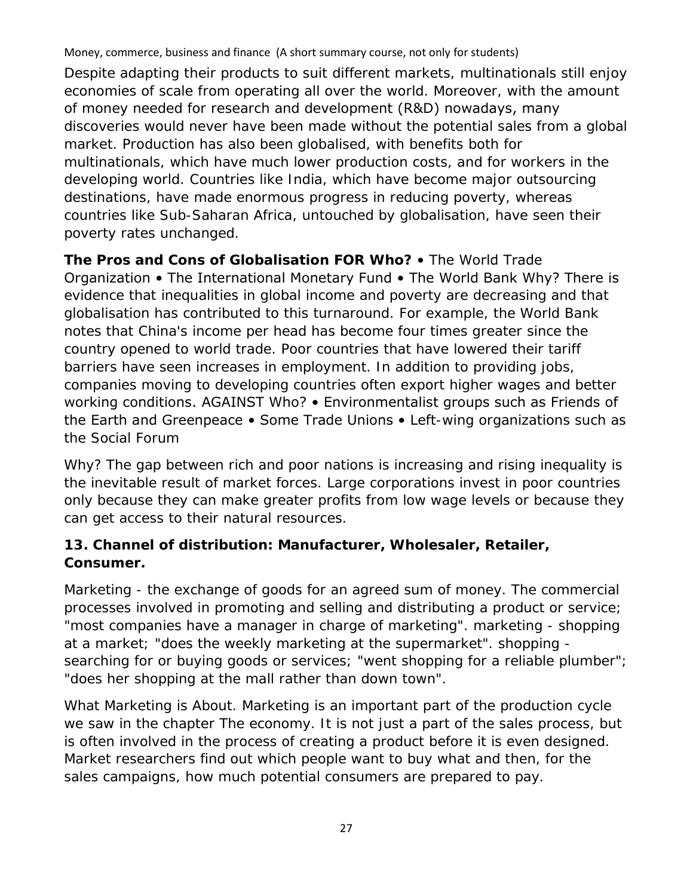Despite adapting their products to suit different markets, multinationals still enjoy economies of scale from operating all over the world. Moreover, with the amount of money needed for research and development (R&D) nowadays, many discoveries would never have been made without the potential sales from a global market. Production has also been globalised, with benefits both for multinationals, which have much lower production costs, and for workers in the developing world. Countries like India, which have become major outsourcing destinations, have made enormous progress in reducing poverty, whereas countries like Sub-Saharan Africa, untouched by globalisation, have seen their poverty rates unchanged.

**The Pros and Cons of Globalisation FOR Who?** • The World Trade Organization • The International Monetary Fund • The World Bank Why? There is evidence that inequalities in global income and poverty are decreasing and that globalisation has contributed to this turnaround. For example, the World Bank notes that China's income per head has become four times greater since the country opened to world trade. Poor countries that have lowered their tariff barriers have seen increases in employment. In addition to providing jobs, companies moving to developing countries often export higher wages and better working conditions. AGAINST Who? • Environmentalist groups such as Friends of the Earth and Greenpeace • Some Trade Unions • Left-wing organizations such as the Social Forum

Why? The gap between rich and poor nations is increasing and rising inequality is the inevitable result of market forces. Large corporations invest in poor countries only because they can make greater profits from low wage levels or because they can get access to their natural resources.

### 13. Channel of distribution: Manufacturer, Wholesaler, Retailer, Consumer.

Marketing - the exchange of goods for an agreed sum of money. The commercial processes involved in promoting and selling and distributing a product or service; "most companies have a manager in charge of marketing". marketing - shopping at a market; "does the weekly marketing at the supermarket". shopping - searching for or buying goods or services; "went shopping for a reliable plumber"; "does her shopping at the mall rather than down town".

What Marketing is About. Marketing is an important part of the production cycle we saw in the chapter The economy. It is not just a part of the sales process, but is often involved in the process of creating a product before it is even designed. Market researchers find out which people want to buy what and then, for the sales campaigns, how much potential consumers are prepared to pay.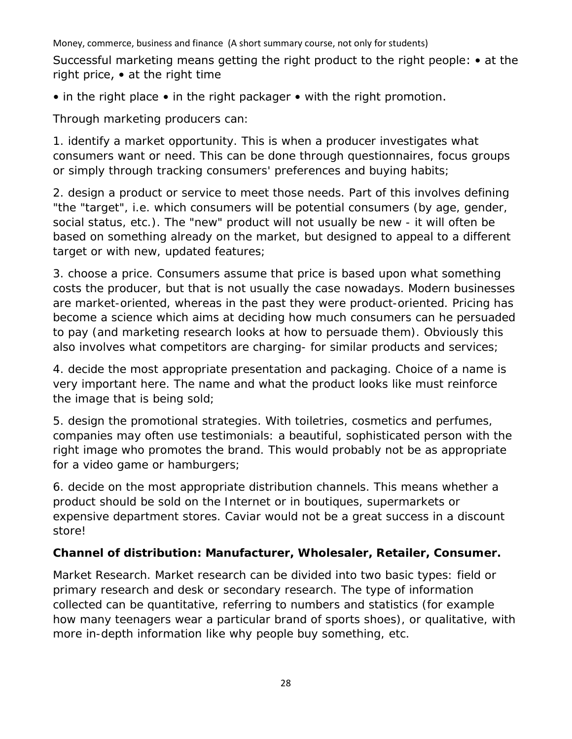Successful marketing means getting the right product to the right people: • at the right price, • at the right time

• in the right place • in the right packager • with the right promotion.

Through marketing producers can:

1. identify a market opportunity. This is when a producer investigates what consumers want or need. This can be done through questionnaires, focus groups or simply through tracking consumers' preferences and buying habits;

2. design a product or service to meet those needs. Part of this involves defining "the "target", i.e. which consumers will be potential consumers (by age, gender, social status, etc.). The "new" product will not usually be new - it will often be based on something already on the market, but designed to appeal to a different target or with new, updated features;

3. choose a price. Consumers assume that price is based upon what something costs the producer, but that is not usually the case nowadays. Modern businesses are market-oriented, whereas in the past they were product-oriented. Pricing has become a science which aims at deciding how much consumers can he persuaded to pay (and marketing research looks at how to persuade them). Obviously this also involves what competitors are charging- for similar products and services;

4. decide the most appropriate presentation and packaging. Choice of a name is very important here. The name and what the product looks like must reinforce the image that is being sold;

5. design the promotional strategies. With toiletries, cosmetics and perfumes, companies may often use testimonials: a beautiful, sophisticated person with the right image who promotes the brand. This would probably not be as appropriate for a video game or hamburgers;

6. decide on the most appropriate distribution channels. This means whether a product should be sold on the Internet or in boutiques, supermarkets or expensive department stores. Caviar would not be a great success in a discount store!

**Channel of distribution: Manufacturer, Wholesaler, Retailer, Consumer.**

Market Research. Market research can be divided into two basic types: field or primary research and desk or secondary research. The type of information collected can be quantitative, referring to numbers and statistics (for example how many teenagers wear a particular brand of sports shoes), or qualitative, with more in-depth information like why people buy something, etc.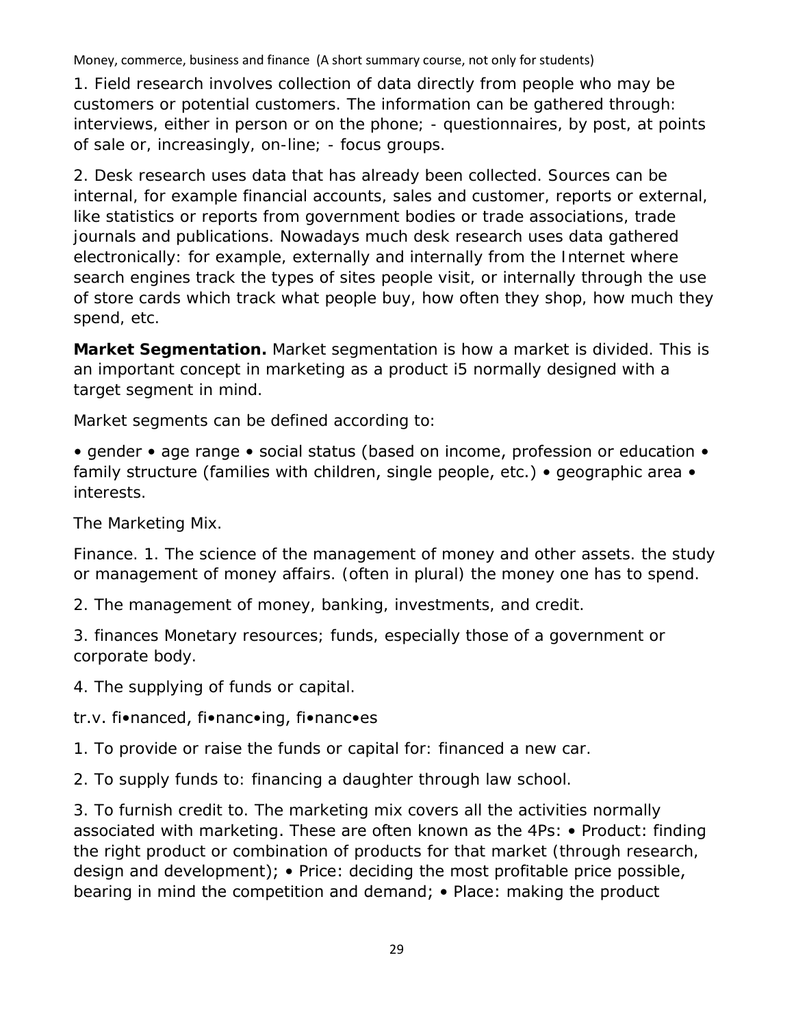1. Field research involves collection of data directly from people who may be customers or potential customers. The information can be gathered through: interviews, either in person or on the phone; - questionnaires, by post, at points of sale or, increasingly, on-line; - focus groups.

2. Desk research uses data that has already been collected. Sources can be internal, for example financial accounts, sales and customer, reports or external, like statistics or reports from government bodies or trade associations, trade journals and publications. Nowadays much desk research uses data gathered electronically: for example, externally and internally from the Internet where search engines track the types of sites people visit, or internally through the use of store cards which track what people buy, how often they shop, how much they spend, etc.

**Market Segmentation.** Market segmentation is how a market is divided. This is an important concept in marketing as a product i5 normally designed with a target segment in mind.

Market segments can be defined according to:

• gender • age range • social status (based on income, profession or education • family structure (families with children, single people, etc.) • geographic area • interests.

The Marketing Mix.

Finance. 1. The science of the management of money and other assets. the study or management of money affairs. (often in plural) the money one has to spend.

2. The management of money, banking, investments, and credit.

3. finances Monetary resources; funds, especially those of a government or corporate body.

4. The supplying of funds or capital.

tr.v. fi•nanced, fi•nanc•ing, fi•nanc•es

1. To provide or raise the funds or capital for: financed a new car.

2. To supply funds to: financing a daughter through law school.

3. To furnish credit to. The marketing mix covers all the activities normally associated with marketing. These are often known as the 4Ps: • Product: finding the right product or combination of products for that market (through research, design and development); • Price: deciding the most profitable price possible, bearing in mind the competition and demand; • Place: making the product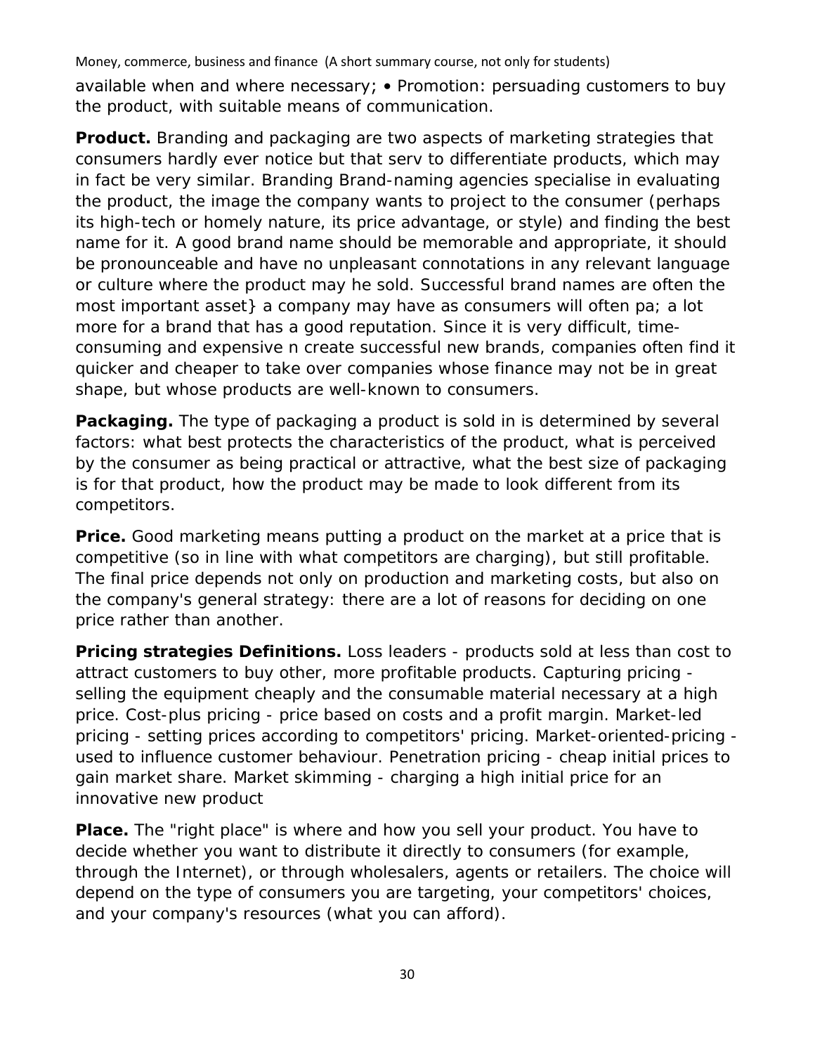available when and where necessary; • Promotion: persuading customers to buy the product, with suitable means of communication.

**Product.** Branding and packaging are two aspects of marketing strategies that consumers hardly ever notice but that serv to differentiate products, which may in fact be very similar. Branding Brand-naming agencies specialise in evaluating the product, the image the company wants to project to the consumer (perhaps its high-tech or homely nature, its price advantage, or style) and finding the best name for it. A good brand name should be memorable and appropriate, it should be pronounceable and have no unpleasant connotations in any relevant language or culture where the product may he sold. Successful brand names are often the most important asset} a company may have as consumers will often pa; a lot more for a brand that has a good reputation. Since it is very difficult, time-consuming and expensive n create successful new brands, companies often find it quicker and cheaper to take over companies whose finance may not be in great shape, but whose products are well-known to consumers.

**Packaging.** The type of packaging a product is sold in is determined by several factors: what best protects the characteristics of the product, what is perceived by the consumer as being practical or attractive, what the best size of packaging is for that product, how the product may be made to look different from its competitors.

**Price.** Good marketing means putting a product on the market at a price that is competitive (so in line with what competitors are charging), but still profitable. The final price depends not only on production and marketing costs, but also on the company's general strategy: there are a lot of reasons for deciding on one price rather than another.

**Pricing strategies Definitions.** Loss leaders - products sold at less than cost to attract customers to buy other, more profitable products. Capturing pricing - selling the equipment cheaply and the consumable material necessary at a high price. Cost-plus pricing - price based on costs and a profit margin. Market-led pricing - setting prices according to competitors' pricing. Market-oriented-pricing - used to influence customer behaviour. Penetration pricing - cheap initial prices to gain market share. Market skimming - charging a high initial price for an innovative new product

**Place.** The "right place" is where and how you sell your product. You have to decide whether you want to distribute it directly to consumers (for example, through the Internet), or through wholesalers, agents or retailers. The choice will depend on the type of consumers you are targeting, your competitors' choices, and your company's resources (what you can afford).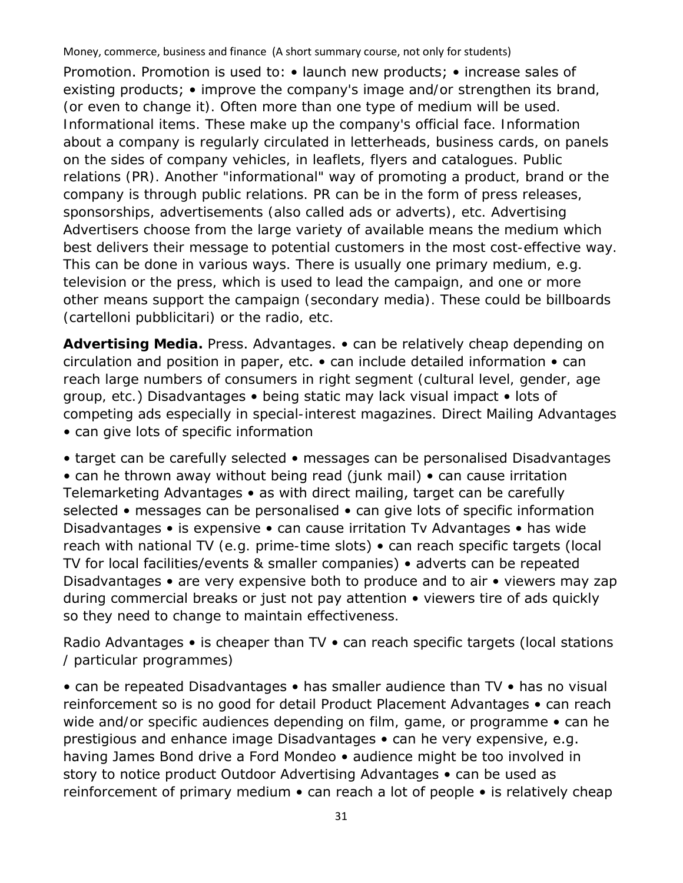Promotion. Promotion is used to: • launch new products; • increase sales of existing products; • improve the company's image and/or strengthen its brand, (or even to change it). Often more than one type of medium will be used. Informational items. These make up the company's official face. Information about a company is regularly circulated in letterheads, business cards, on panels on the sides of company vehicles, in leaflets, flyers and catalogues. Public relations (PR). Another "informational" way of promoting a product, brand or the company is through public relations. PR can be in the form of press releases, sponsorships, advertisements (also called ads or adverts), etc. Advertising Advertisers choose from the large variety of available means the medium which best delivers their message to potential customers in the most cost-effective way. This can be done in various ways. There is usually one primary medium, e.g. television or the press, which is used to lead the campaign, and one or more other means support the campaign (secondary media). These could be billboards (cartelloni pubblicitari) or the radio, etc.

**Advertising Media.** Press. Advantages. • can be relatively cheap depending on circulation and position in paper, etc. • can include detailed information • can reach large numbers of consumers in right segment (cultural level, gender, age group, etc.) Disadvantages • being static may lack visual impact • lots of competing ads especially in special-interest magazines. Direct Mailing Advantages • can give lots of specific information

• target can be carefully selected • messages can be personalised Disadvantages • can he thrown away without being read (junk mail) • can cause irritation Telemarketing Advantages • as with direct mailing, target can be carefully selected • messages can be personalised • can give lots of specific information Disadvantages • is expensive • can cause irritation Tv Advantages • has wide reach with national TV (e.g. prime-time slots) • can reach specific targets (local TV for local facilities/events & smaller companies) • adverts can be repeated Disadvantages • are very expensive both to produce and to air • viewers may zap during commercial breaks or just not pay attention • viewers tire of ads quickly so they need to change to maintain effectiveness.

Radio Advantages • is cheaper than TV • can reach specific targets (local stations / particular programmes)

• can be repeated Disadvantages • has smaller audience than TV • has no visual reinforcement so is no good for detail Product Placement Advantages • can reach wide and/or specific audiences depending on film, game, or programme • can he prestigious and enhance image Disadvantages • can he very expensive, e.g. having James Bond drive a Ford Mondeo • audience might be too involved in story to notice product Outdoor Advertising Advantages • can be used as reinforcement of primary medium • can reach a lot of people • is relatively cheap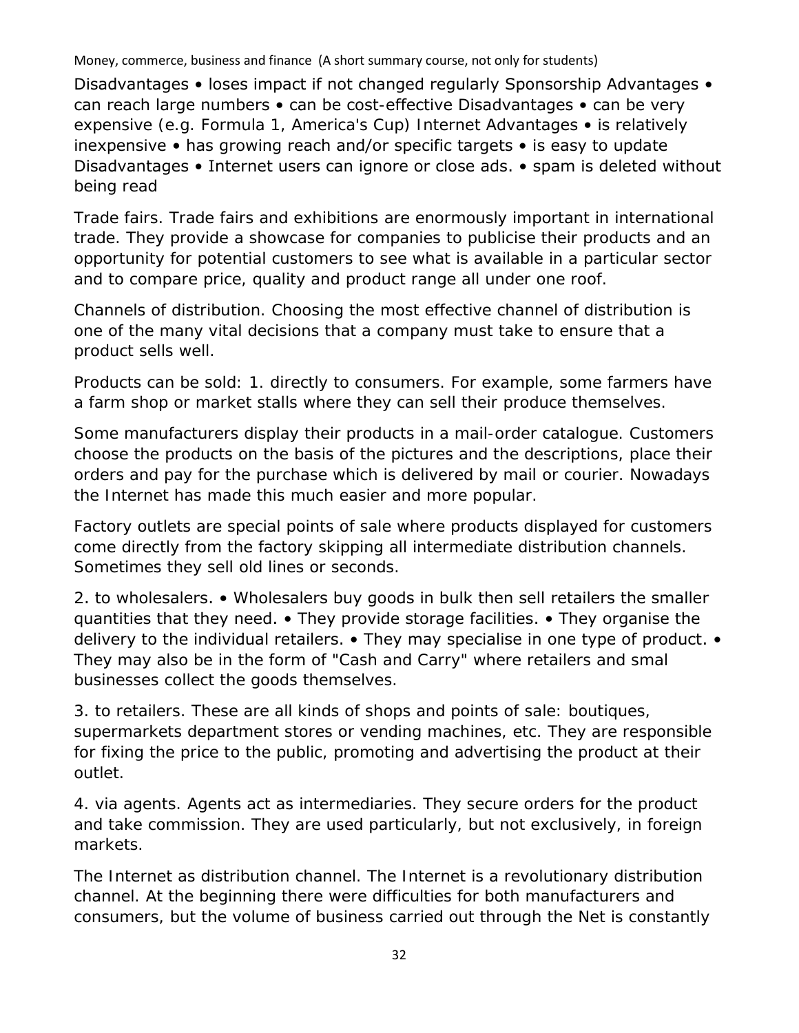Disadvantages • loses impact if not changed regularly Sponsorship Advantages • can reach large numbers • can be cost-effective Disadvantages • can be very expensive (e.g. Formula 1, America's Cup) Internet Advantages • is relatively inexpensive • has growing reach and/or specific targets • is easy to update Disadvantages • Internet users can ignore or close ads. • spam is deleted without being read

Trade fairs. Trade fairs and exhibitions are enormously important in international trade. They provide a showcase for companies to publicise their products and an opportunity for potential customers to see what is available in a particular sector and to compare price, quality and product range all under one roof.

Channels of distribution. Choosing the most effective channel of distribution is one of the many vital decisions that a company must take to ensure that a product sells well.

Products can be sold: 1. directly to consumers. For example, some farmers have a farm shop or market stalls where they can sell their produce themselves.

Some manufacturers display their products in a mail-order catalogue. Customers choose the products on the basis of the pictures and the descriptions, place their orders and pay for the purchase which is delivered by mail or courier. Nowadays the Internet has made this much easier and more popular.

Factory outlets are special points of sale where products displayed for customers come directly from the factory skipping all intermediate distribution channels. Sometimes they sell old lines or seconds.

2. to wholesalers. • Wholesalers buy goods in bulk then sell retailers the smaller quantities that they need. • They provide storage facilities. • They organise the delivery to the individual retailers. • They may specialise in one type of product. • They may also be in the form of "Cash and Carry" where retailers and smal businesses collect the goods themselves.

3. to retailers. These are all kinds of shops and points of sale: boutiques, supermarkets department stores or vending machines, etc. They are responsible for fixing the price to the public, promoting and advertising the product at their outlet.

4. via agents. Agents act as intermediaries. They secure orders for the product and take commission. They are used particularly, but not exclusively, in foreign markets.

The Internet as distribution channel. The Internet is a revolutionary distribution channel. At the beginning there were difficulties for both manufacturers and consumers, but the volume of business carried out through the Net is constantly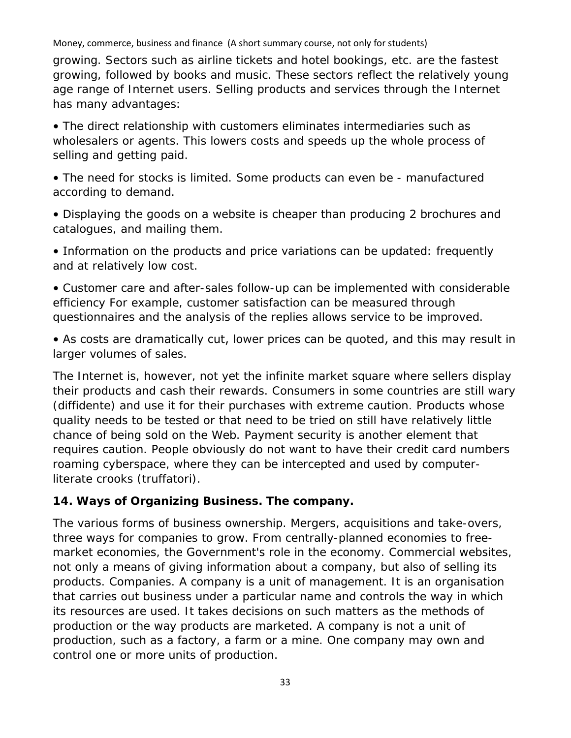growing. Sectors such as airline tickets and hotel bookings, etc. are the fastest growing, followed by books and music. These sectors reflect the relatively young age range of Internet users. Selling products and services through the Internet has many advantages:

• The direct relationship with customers eliminates intermediaries such as wholesalers or agents. This lowers costs and speeds up the whole process of selling and getting paid.

• The need for stocks is limited. Some products can even be - manufactured according to demand.

• Displaying the goods on a website is cheaper than producing 2 brochures and catalogues, and mailing them.

• Information on the products and price variations can be updated: frequently and at relatively low cost.

• Customer care and after-sales follow-up can be implemented with considerable efficiency For example, customer satisfaction can be measured through questionnaires and the analysis of the replies allows service to be improved.

• As costs are dramatically cut, lower prices can be quoted, and this may result in larger volumes of sales.

The Internet is, however, not yet the infinite market square where sellers display their products and cash their rewards. Consumers in some countries are still wary (diffidente) and use it for their purchases with extreme caution. Products whose quality needs to be tested or that need to be tried on still have relatively little chance of being sold on the Web. Payment security is another element that requires caution. People obviously do not want to have their credit card numbers roaming cyberspace, where they can be intercepted and used by computer-literate crooks (truffatori).

## 14. Ways of Organizing Business. The company.

The various forms of business ownership. Mergers, acquisitions and take-overs, three ways for companies to grow. From centrally-planned economies to free-market economies, the Government's role in the economy. Commercial websites, not only a means of giving information about a company, but also of selling its products. Companies. A company is a unit of management. It is an organisation that carries out business under a particular name and controls the way in which its resources are used. It takes decisions on such matters as the methods of production or the way products are marketed. A company is not a unit of production, such as a factory, a farm or a mine. One company may own and control one or more units of production.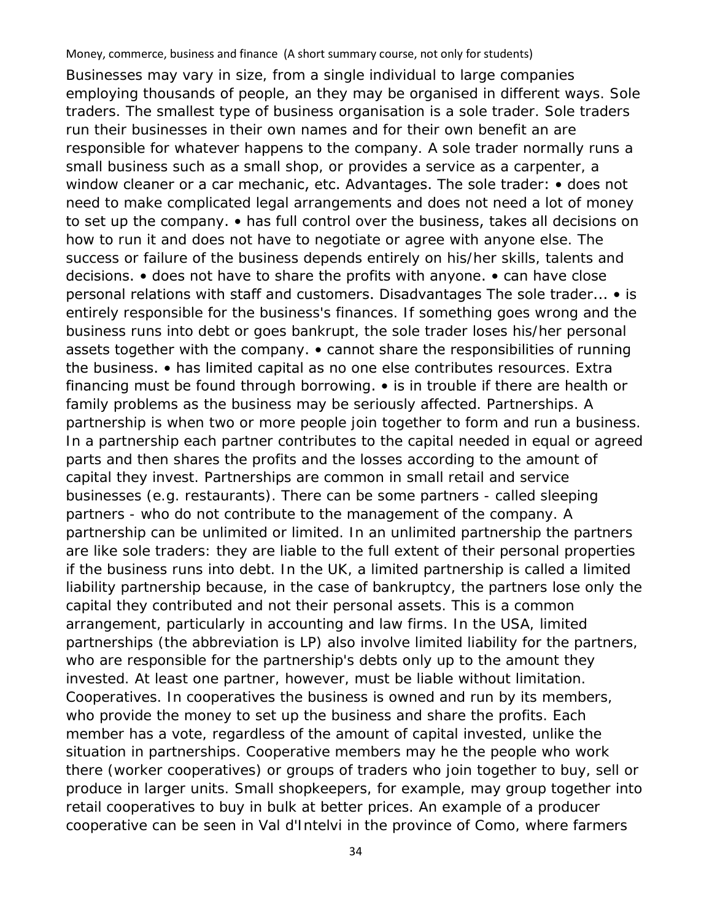Businesses may vary in size, from a single individual to large companies employing thousands of people, an they may be organised in different ways. Sole traders. The smallest type of business organisation is a sole trader. Sole traders run their businesses in their own names and for their own benefit an are responsible for whatever happens to the company. A sole trader normally runs a small business such as a small shop, or provides a service as a carpenter, a window cleaner or a car mechanic, etc. Advantages. The sole trader: • does not need to make complicated legal arrangements and does not need a lot of money to set up the company. • has full control over the business, takes all decisions on how to run it and does not have to negotiate or agree with anyone else. The success or failure of the business depends entirely on his/her skills, talents and decisions. • does not have to share the profits with anyone. • can have close personal relations with staff and customers. Disadvantages The sole trader... • is entirely responsible for the business's finances. If something goes wrong and the business runs into debt or goes bankrupt, the sole trader loses his/her personal assets together with the company. • cannot share the responsibilities of running the business. • has limited capital as no one else contributes resources. Extra financing must be found through borrowing. • is in trouble if there are health or family problems as the business may be seriously affected. Partnerships. A partnership is when two or more people join together to form and run a business. In a partnership each partner contributes to the capital needed in equal or agreed parts and then shares the profits and the losses according to the amount of capital they invest. Partnerships are common in small retail and service businesses (e.g. restaurants). There can be some partners - called sleeping partners - who do not contribute to the management of the company. A partnership can be unlimited or limited. In an unlimited partnership the partners are like sole traders: they are liable to the full extent of their personal properties if the business runs into debt. In the UK, a limited partnership is called a limited liability partnership because, in the case of bankruptcy, the partners lose only the capital they contributed and not their personal assets. This is a common arrangement, particularly in accounting and law firms. In the USA, limited partnerships (the abbreviation is LP) also involve limited liability for the partners, who are responsible for the partnership's debts only up to the amount they invested. At least one partner, however, must be liable without limitation. Cooperatives. In cooperatives the business is owned and run by its members, who provide the money to set up the business and share the profits. Each member has a vote, regardless of the amount of capital invested, unlike the situation in partnerships. Cooperative members may he the people who work there (worker cooperatives) or groups of traders who join together to buy, sell or produce in larger units. Small shopkeepers, for example, may group together into retail cooperatives to buy in bulk at better prices. An example of a producer cooperative can be seen in Val d'Intelvi in the province of Como, where farmers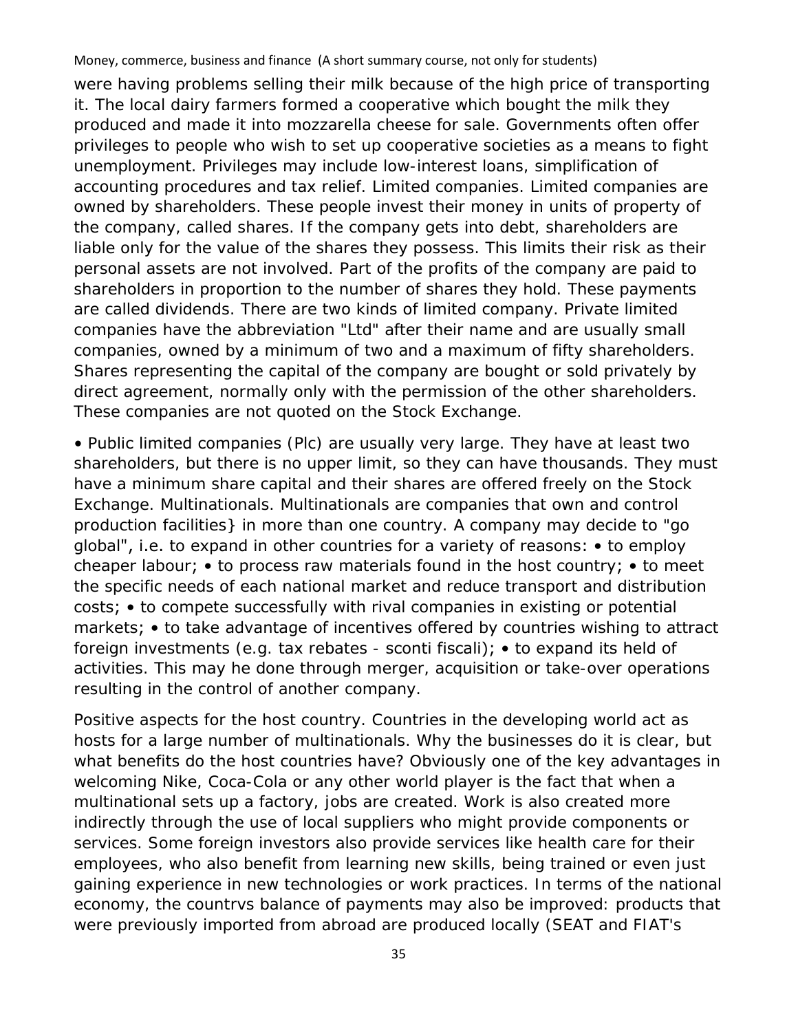were having problems selling their milk because of the high price of transporting it. The local dairy farmers formed a cooperative which bought the milk they produced and made it into mozzarella cheese for sale. Governments often offer privileges to people who wish to set up cooperative societies as a means to fight unemployment. Privileges may include low-interest loans, simplification of accounting procedures and tax relief. Limited companies. Limited companies are owned by shareholders. These people invest their money in units of property of the company, called shares. If the company gets into debt, shareholders are liable only for the value of the shares they possess. This limits their risk as their personal assets are not involved. Part of the profits of the company are paid to shareholders in proportion to the number of shares they hold. These payments are called dividends. There are two kinds of limited company. Private limited companies have the abbreviation "Ltd" after their name and are usually small companies, owned by a minimum of two and a maximum of fifty shareholders. Shares representing the capital of the company are bought or sold privately by direct agreement, normally only with the permission of the other shareholders. These companies are not quoted on the Stock Exchange.

• Public limited companies (Plc) are usually very large. They have at least two shareholders, but there is no upper limit, so they can have thousands. They must have a minimum share capital and their shares are offered freely on the Stock Exchange. Multinationals. Multinationals are companies that own and control production facilities} in more than one country. A company may decide to "go global", i.e. to expand in other countries for a variety of reasons: • to employ cheaper labour; • to process raw materials found in the host country; • to meet the specific needs of each national market and reduce transport and distribution costs; • to compete successfully with rival companies in existing or potential markets; • to take advantage of incentives offered by countries wishing to attract foreign investments (e.g. tax rebates - sconti fiscali); • to expand its held of activities. This may he done through merger, acquisition or take-over operations resulting in the control of another company.

Positive aspects for the host country. Countries in the developing world act as hosts for a large number of multinationals. Why the businesses do it is clear, but what benefits do the host countries have? Obviously one of the key advantages in welcoming Nike, Coca-Cola or any other world player is the fact that when a multinational sets up a factory, jobs are created. Work is also created more indirectly through the use of local suppliers who might provide components or services. Some foreign investors also provide services like health care for their employees, who also benefit from learning new skills, being trained or even just gaining experience in new technologies or work practices. In terms of the national economy, the countrvs balance of payments may also be improved: products that were previously imported from abroad are produced locally (SEAT and FIAT's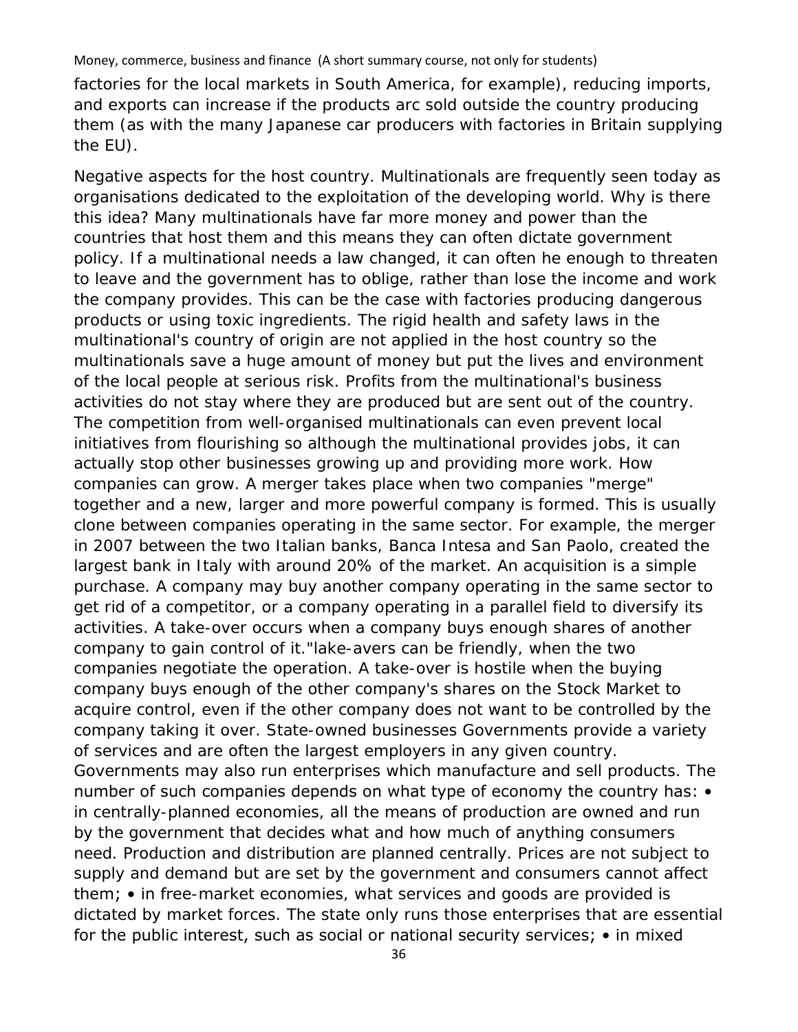factories for the local markets in South America, for example), reducing imports, and exports can increase if the products arc sold outside the country producing them (as with the many Japanese car producers with factories in Britain supplying the EU).

Negative aspects for the host country. Multinationals are frequently seen today as organisations dedicated to the exploitation of the developing world. Why is there this idea? Many multinationals have far more money and power than the countries that host them and this means they can often dictate government policy. If a multinational needs a law changed, it can often he enough to threaten to leave and the government has to oblige, rather than lose the income and work the company provides. This can be the case with factories producing dangerous products or using toxic ingredients. The rigid health and safety laws in the multinational's country of origin are not applied in the host country so the multinationals save a huge amount of money but put the lives and environment of the local people at serious risk. Profits from the multinational's business activities do not stay where they are produced but are sent out of the country. The competition from well-organised multinationals can even prevent local initiatives from flourishing so although the multinational provides jobs, it can actually stop other businesses growing up and providing more work. How companies can grow. A merger takes place when two companies "merge" together and a new, larger and more powerful company is formed. This is usually clone between companies operating in the same sector. For example, the merger in 2007 between the two Italian banks, Banca Intesa and San Paolo, created the largest bank in Italy with around 20% of the market. An acquisition is a simple purchase. A company may buy another company operating in the same sector to get rid of a competitor, or a company operating in a parallel field to diversify its activities. A take-over occurs when a company buys enough shares of another company to gain control of it."lake-avers can be friendly, when the two companies negotiate the operation. A take-over is hostile when the buying company buys enough of the other company's shares on the Stock Market to acquire control, even if the other company does not want to be controlled by the company taking it over. State-owned businesses Governments provide a variety of services and are often the largest employers in any given country. Governments may also run enterprises which manufacture and sell products. The number of such companies depends on what type of economy the country has: • in centrally-planned economies, all the means of production are owned and run by the government that decides what and how much of anything consumers need. Production and distribution are planned centrally. Prices are not subject to supply and demand but are set by the government and consumers cannot affect them; • in free-market economies, what services and goods are provided is dictated by market forces. The state only runs those enterprises that are essential for the public interest, such as social or national security services; • in mixed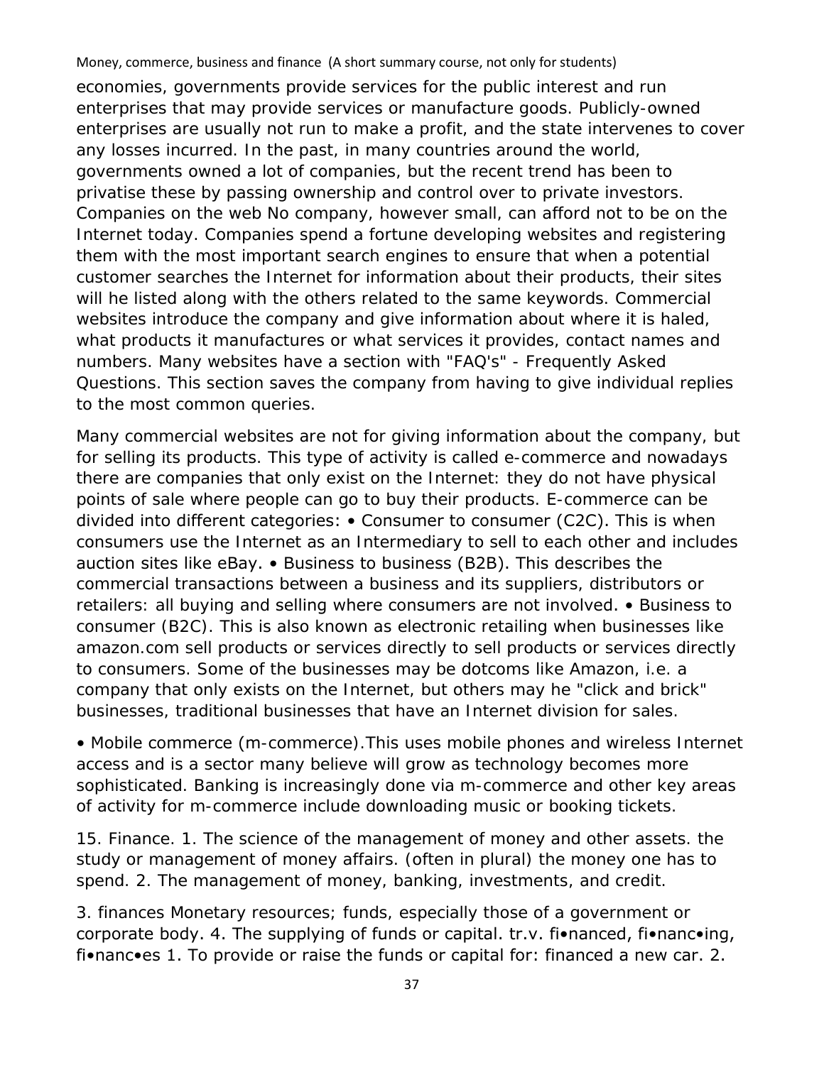economies, governments provide services for the public interest and run enterprises that may provide services or manufacture goods. Publicly-owned enterprises are usually not run to make a profit, and the state intervenes to cover any losses incurred. In the past, in many countries around the world, governments owned a lot of companies, but the recent trend has been to privatise these by passing ownership and control over to private investors. Companies on the web No company, however small, can afford not to be on the Internet today. Companies spend a fortune developing websites and registering them with the most important search engines to ensure that when a potential customer searches the Internet for information about their products, their sites will he listed along with the others related to the same keywords. Commercial websites introduce the company and give information about where it is haled, what products it manufactures or what services it provides, contact names and numbers. Many websites have a section with "FAQ's" - Frequently Asked Questions. This section saves the company from having to give individual replies to the most common queries.

Many commercial websites are not for giving information about the company, but for selling its products. This type of activity is called e-commerce and nowadays there are companies that only exist on the Internet: they do not have physical points of sale where people can go to buy their products. E-commerce can be divided into different categories: • Consumer to consumer (C2C). This is when consumers use the Internet as an Intermediary to sell to each other and includes auction sites like eBay. • Business to business (B2B). This describes the commercial transactions between a business and its suppliers, distributors or retailers: all buying and selling where consumers are not involved. • Business to consumer (B2C). This is also known as electronic retailing when businesses like amazon.com sell products or services directly to sell products or services directly to consumers. Some of the businesses may be dotcoms like Amazon, i.e. a company that only exists on the Internet, but others may he "click and brick" businesses, traditional businesses that have an Internet division for sales.

• Mobile commerce (m-commerce).This uses mobile phones and wireless Internet access and is a sector many believe will grow as technology becomes more sophisticated. Banking is increasingly done via m-commerce and other key areas of activity for m-commerce include downloading music or booking tickets.

15. Finance. 1. The science of the management of money and other assets. the study or management of money affairs. (often in plural) the money one has to spend. 2. The management of money, banking, investments, and credit.

3. finances Monetary resources; funds, especially those of a government or corporate body. 4. The supplying of funds or capital. tr.v. fi•nanced, fi•nanc•ing, fi•nanc•es 1. To provide or raise the funds or capital for: financed a new car. 2.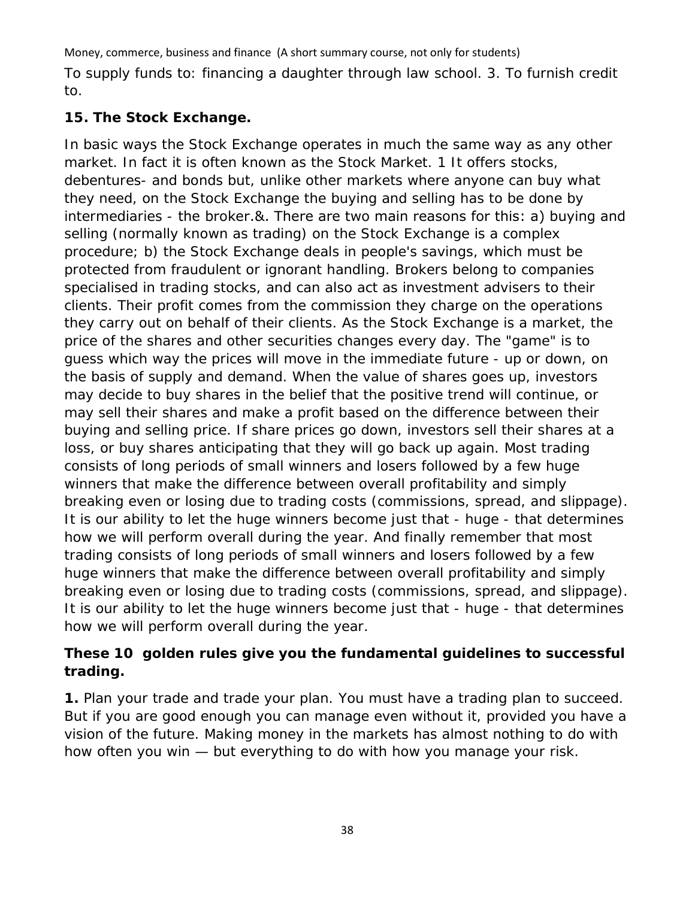To supply funds to: financing a daughter through law school. 3. To furnish credit to.

**15. The Stock Exchange.**

In basic ways the Stock Exchange operates in much the same way as any other market. In fact it is often known as the Stock Market. 1 It offers stocks, debentures- and bonds but, unlike other markets where anyone can buy what they need, on the Stock Exchange the buying and selling has to be done by intermediaries - the broker.&. There are two main reasons for this: a) buying and selling (normally known as trading) on the Stock Exchange is a complex procedure; b) the Stock Exchange deals in people's savings, which must be protected from fraudulent or ignorant handling. Brokers belong to companies specialised in trading stocks, and can also act as investment advisers to their clients. Their profit comes from the commission they charge on the operations they carry out on behalf of their clients. As the Stock Exchange is a market, the price of the shares and other securities changes every day. The "game" is to guess which way the prices will move in the immediate future - up or down, on the basis of supply and demand. When the value of shares goes up, investors may decide to buy shares in the belief that the positive trend will continue, or may sell their shares and make a profit based on the difference between their buying and selling price. If share prices go down, investors sell their shares at a loss, or buy shares anticipating that they will go back up again. Most trading consists of long periods of small winners and losers followed by a few huge winners that make the difference between overall profitability and simply breaking even or losing due to trading costs (commissions, spread, and slippage). It is our ability to let the huge winners become just that - huge - that determines how we will perform overall during the year. And finally remember that most trading consists of long periods of small winners and losers followed by a few huge winners that make the difference between overall profitability and simply breaking even or losing due to trading costs (commissions, spread, and slippage). It is our ability to let the huge winners become just that - huge - that determines how we will perform overall during the year.

**These 10 golden rules give you the fundamental guidelines to successful trading.**

**1.** Plan your trade and trade your plan. You must have a trading plan to succeed. But if you are good enough you can manage even without it, provided you have a vision of the future. Making money in the markets has almost nothing to do with how often you win — but everything to do with how you manage your risk.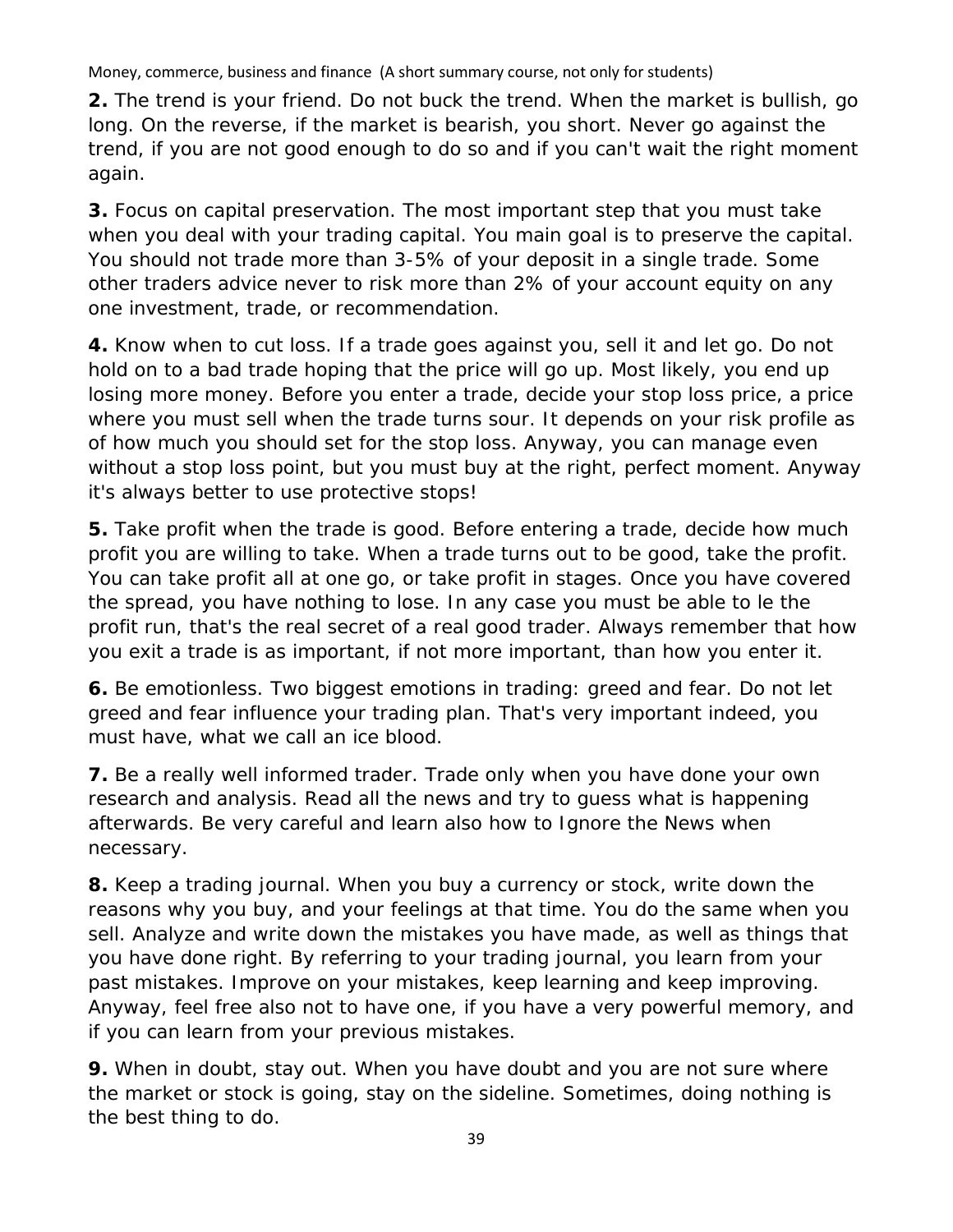**2.** The trend is your friend. Do not buck the trend. When the market is bullish, go long. On the reverse, if the market is bearish, you short. Never go against the trend, if you are not good enough to do so and if you can't wait the right moment again.

**3.** Focus on capital preservation. The most important step that you must take when you deal with your trading capital. You main goal is to preserve the capital. You should not trade more than 3-5% of your deposit in a single trade. Some other traders advice never to risk more than 2% of your account equity on any one investment, trade, or recommendation.

**4.** Know when to cut loss. If a trade goes against you, sell it and let go. Do not hold on to a bad trade hoping that the price will go up. Most likely, you end up losing more money. Before you enter a trade, decide your stop loss price, a price where you must sell when the trade turns sour. It depends on your risk profile as of how much you should set for the stop loss. Anyway, you can manage even without a stop loss point, but you must buy at the right, perfect moment. Anyway it's always better to use protective stops!

**5.** Take profit when the trade is good. Before entering a trade, decide how much profit you are willing to take. When a trade turns out to be good, take the profit. You can take profit all at one go, or take profit in stages. Once you have covered the spread, you have nothing to lose. In any case you must be able to le the profit run, that's the real secret of a real good trader. Always remember that how you exit a trade is as important, if not more important, than how you enter it.

**6.** Be emotionless. Two biggest emotions in trading: greed and fear. Do not let greed and fear influence your trading plan. That's very important indeed, you must have, what we call an ice blood.

**7.** Be a really well informed trader. Trade only when you have done your own research and analysis. Read all the news and try to guess what is happening afterwards. Be very careful and learn also how to Ignore the News when necessary.

**8.** Keep a trading journal. When you buy a currency or stock, write down the reasons why you buy, and your feelings at that time. You do the same when you sell. Analyze and write down the mistakes you have made, as well as things that you have done right. By referring to your trading journal, you learn from your past mistakes. Improve on your mistakes, keep learning and keep improving. Anyway, feel free also not to have one, if you have a very powerful memory, and if you can learn from your previous mistakes.

**9.** When in doubt, stay out. When you have doubt and you are not sure where the market or stock is going, stay on the sideline. Sometimes, doing nothing is the best thing to do.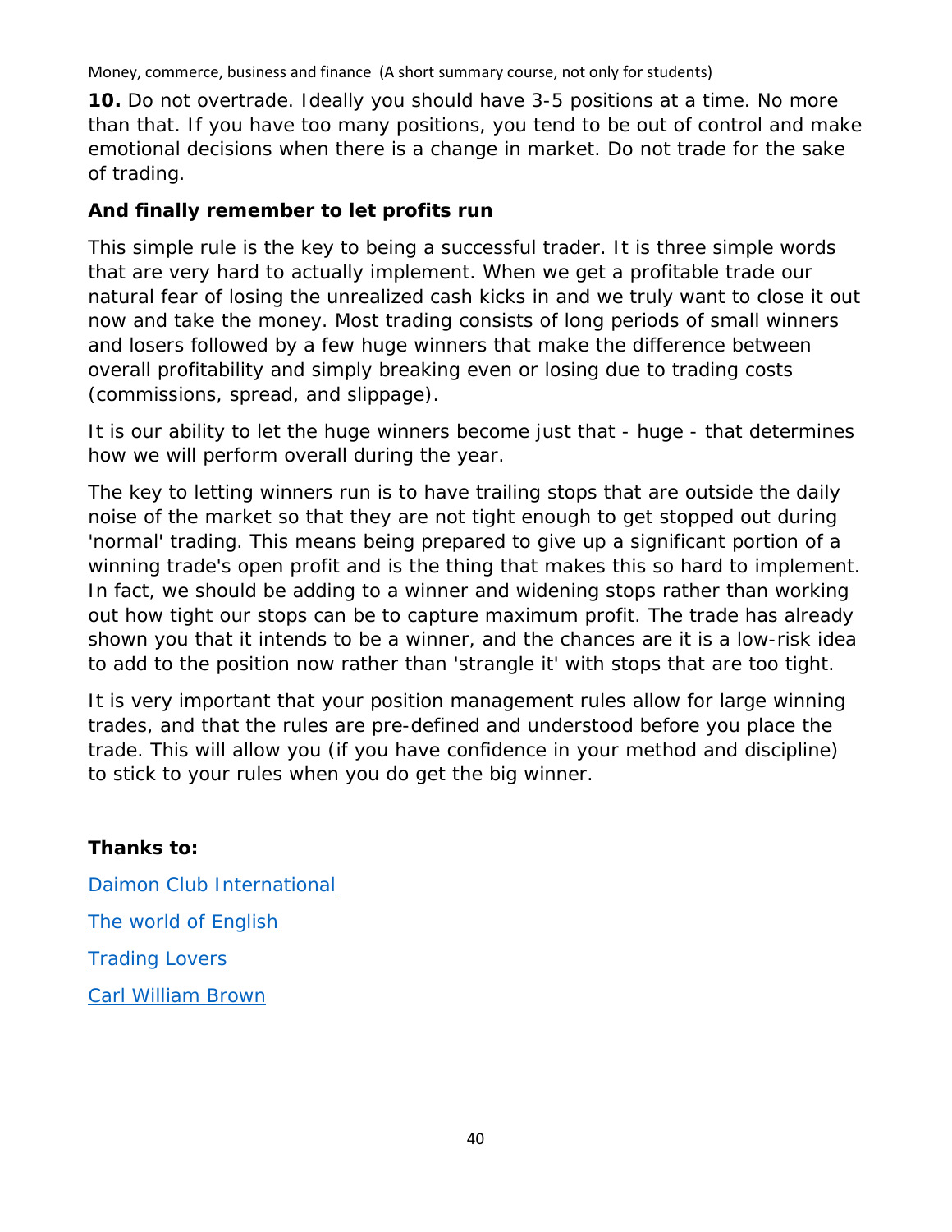**10.** Do not overtrade. Ideally you should have 3-5 positions at a time. No more than that. If you have too many positions, you tend to be out of control and make emotional decisions when there is a change in market. Do not trade for the sake of trading.

**And finally remember to let profits run**

This simple rule is the key to being a successful trader. It is three simple words that are very hard to actually implement. When we get a profitable trade our natural fear of losing the unrealized cash kicks in and we truly want to close it out now and take the money. Most trading consists of long periods of small winners and losers followed by a few huge winners that make the difference between overall profitability and simply breaking even or losing due to trading costs (commissions, spread, and slippage).

It is our ability to let the huge winners become just that - huge - that determines how we will perform overall during the year.

The key to letting winners run is to have trailing stops that are outside the daily noise of the market so that they are not tight enough to get stopped out during 'normal' trading. This means being prepared to give up a significant portion of a winning trade's open profit and is the thing that makes this so hard to implement. In fact, we should be adding to a winner and widening stops rather than working out how tight our stops can be to capture maximum profit. The trade has already shown you that it intends to be a winner, and the chances are it is a low-risk idea to add to the position now rather than 'strangle it' with stops that are too tight.

It is very important that your position management rules allow for large winning trades, and that the rules are pre-defined and understood before you place the trade. This will allow you (if you have confidence in your method and discipline) to stick to your rules when you do get the big winner.

**Thanks to:**

Daimon Club International

The world of English

Trading Lovers

Carl William Brown